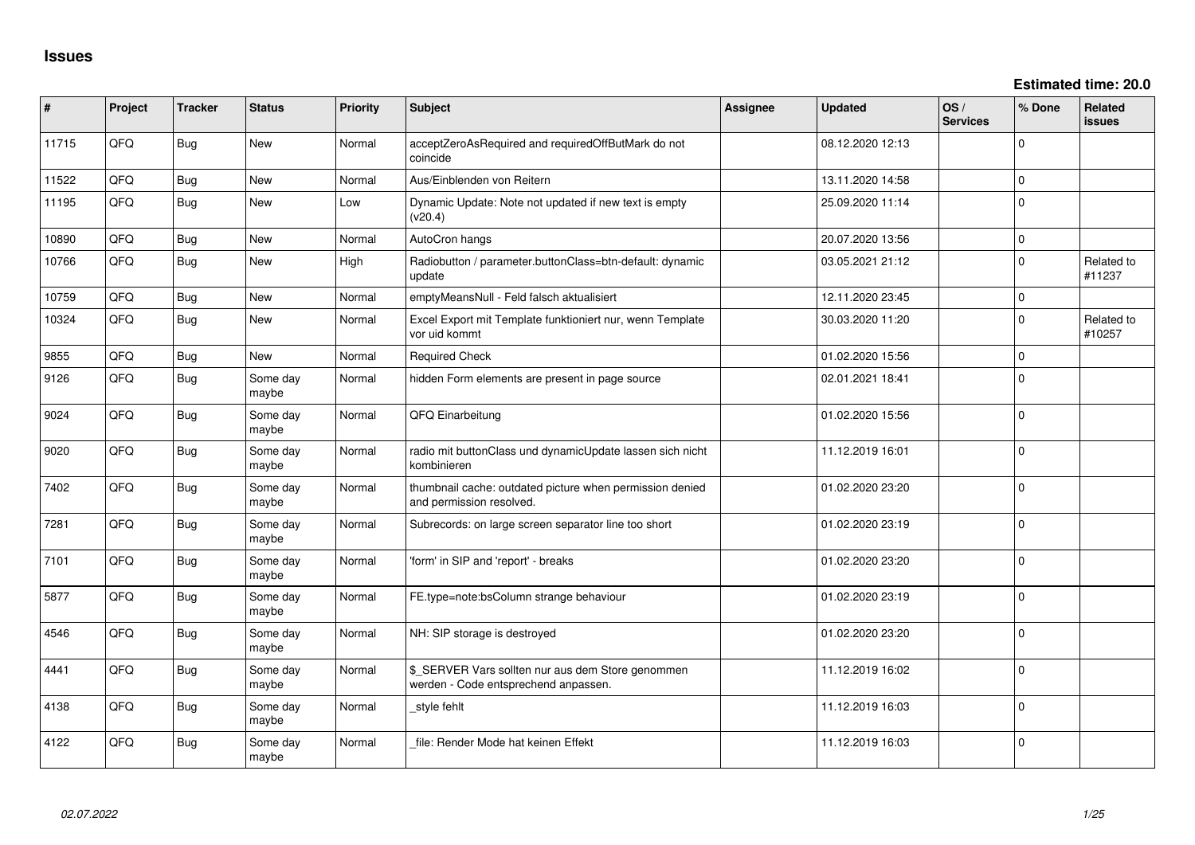# Issues

**Estimated time: 20.0**

| # | Project | Tracker | Status | Priority | Subject | Assignee | Updated | OS / Services | % Done | Related issues |
|---|---|---|---|---|---|---|---|---|---|---|
| 11715 | QFQ | Bug | New | Normal | acceptZeroAsRequired and requiredOffButMark do not coincide | | 08.12.2020 12:13 | | 0 | |
| 11522 | QFQ | Bug | New | Normal | Aus/Einblenden von Reitern | | 13.11.2020 14:58 | | 0 | |
| 11195 | QFQ | Bug | New | Low | Dynamic Update: Note not updated if new text is empty (v20.4) | | 25.09.2020 11:14 | | 0 | |
| 10890 | QFQ | Bug | New | Normal | AutoCron hangs | | 20.07.2020 13:56 | | 0 | |
| 10766 | QFQ | Bug | New | High | Radiobutton / parameter.buttonClass=btn-default: dynamic update | | 03.05.2021 21:12 | | 0 | Related to #11237 |
| 10759 | QFQ | Bug | New | Normal | emptyMeansNull - Feld falsch aktualisiert | | 12.11.2020 23:45 | | 0 | |
| 10324 | QFQ | Bug | New | Normal | Excel Export mit Template funktioniert nur, wenn Template vor uid kommt | | 30.03.2020 11:20 | | 0 | Related to #10257 |
| 9855 | QFQ | Bug | New | Normal | Required Check | | 01.02.2020 15:56 | | 0 | |
| 9126 | QFQ | Bug | Some day maybe | Normal | hidden Form elements are present in page source | | 02.01.2021 18:41 | | 0 | |
| 9024 | QFQ | Bug | Some day maybe | Normal | QFQ Einarbeitung | | 01.02.2020 15:56 | | 0 | |
| 9020 | QFQ | Bug | Some day maybe | Normal | radio mit buttonClass und dynamicUpdate lassen sich nicht kombinieren | | 11.12.2019 16:01 | | 0 | |
| 7402 | QFQ | Bug | Some day maybe | Normal | thumbnail cache: outdated picture when permission denied and permission resolved. | | 01.02.2020 23:20 | | 0 | |
| 7281 | QFQ | Bug | Some day maybe | Normal | Subrecords: on large screen separator line too short | | 01.02.2020 23:19 | | 0 | |
| 7101 | QFQ | Bug | Some day maybe | Normal | 'form' in SIP and 'report' - breaks | | 01.02.2020 23:20 | | 0 | |
| 5877 | QFQ | Bug | Some day maybe | Normal | FE.type=note:bsColumn strange behaviour | | 01.02.2020 23:19 | | 0 | |
| 4546 | QFQ | Bug | Some day maybe | Normal | NH: SIP storage is destroyed | | 01.02.2020 23:20 | | 0 | |
| 4441 | QFQ | Bug | Some day maybe | Normal | $_SERVER Vars sollten nur aus dem Store genommen werden - Code entsprechend anpassen. | | 11.12.2019 16:02 | | 0 | |
| 4138 | QFQ | Bug | Some day maybe | Normal | _style fehlt | | 11.12.2019 16:03 | | 0 | |
| 4122 | QFQ | Bug | Some day maybe | Normal | _file: Render Mode hat keinen Effekt | | 11.12.2019 16:03 | | 0 | |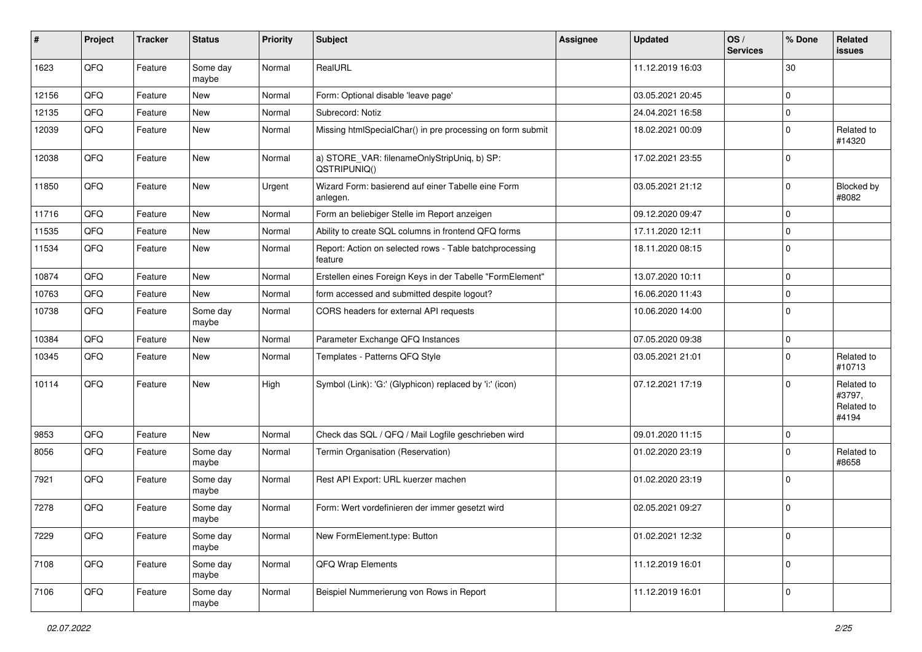| # | Project | Tracker | Status | Priority | Subject | Assignee | Updated | OS / Services | % Done | Related issues |
|---|---|---|---|---|---|---|---|---|---|---|
| 1623 | QFQ | Feature | Some day maybe | Normal | RealURL | | 11.12.2019 16:03 | | 30 | |
| 12156 | QFQ | Feature | New | Normal | Form: Optional disable 'leave page' | | 03.05.2021 20:45 | | 0 | |
| 12135 | QFQ | Feature | New | Normal | Subrecord: Notiz | | 24.04.2021 16:58 | | 0 | |
| 12039 | QFQ | Feature | New | Normal | Missing htmlSpecialChar() in pre processing on form submit | | 18.02.2021 00:09 | | 0 | Related to #14320 |
| 12038 | QFQ | Feature | New | Normal | a) STORE_VAR: filenameOnlyStripUniq, b) SP: QSTRIPUNIQ() | | 17.02.2021 23:55 | | 0 | |
| 11850 | QFQ | Feature | New | Urgent | Wizard Form: basierend auf einer Tabelle eine Form anlegen. | | 03.05.2021 21:12 | | 0 | Blocked by #8082 |
| 11716 | QFQ | Feature | New | Normal | Form an beliebiger Stelle im Report anzeigen | | 09.12.2020 09:47 | | 0 | |
| 11535 | QFQ | Feature | New | Normal | Ability to create SQL columns in frontend QFQ forms | | 17.11.2020 12:11 | | 0 | |
| 11534 | QFQ | Feature | New | Normal | Report: Action on selected rows - Table batchprocessing feature | | 18.11.2020 08:15 | | 0 | |
| 10874 | QFQ | Feature | New | Normal | Erstellen eines Foreign Keys in der Tabelle "FormElement" | | 13.07.2020 10:11 | | 0 | |
| 10763 | QFQ | Feature | New | Normal | form accessed and submitted despite logout? | | 16.06.2020 11:43 | | 0 | |
| 10738 | QFQ | Feature | Some day maybe | Normal | CORS headers for external API requests | | 10.06.2020 14:00 | | 0 | |
| 10384 | QFQ | Feature | New | Normal | Parameter Exchange QFQ Instances | | 07.05.2020 09:38 | | 0 | |
| 10345 | QFQ | Feature | New | Normal | Templates - Patterns QFQ Style | | 03.05.2021 21:01 | | 0 | Related to #10713 |
| 10114 | QFQ | Feature | New | High | Symbol (Link): 'G:' (Glyphicon) replaced by 'i:' (icon) | | 07.12.2021 17:19 | | 0 | Related to #3797, Related to #4194 |
| 9853 | QFQ | Feature | New | Normal | Check das SQL / QFQ / Mail Logfile geschrieben wird | | 09.01.2020 11:15 | | 0 | |
| 8056 | QFQ | Feature | Some day maybe | Normal | Termin Organisation (Reservation) | | 01.02.2020 23:19 | | 0 | Related to #8658 |
| 7921 | QFQ | Feature | Some day maybe | Normal | Rest API Export: URL kuerzer machen | | 01.02.2020 23:19 | | 0 | |
| 7278 | QFQ | Feature | Some day maybe | Normal | Form: Wert vordefinieren der immer gesetzt wird | | 02.05.2021 09:27 | | 0 | |
| 7229 | QFQ | Feature | Some day maybe | Normal | New FormElement.type: Button | | 01.02.2021 12:32 | | 0 | |
| 7108 | QFQ | Feature | Some day maybe | Normal | QFQ Wrap Elements | | 11.12.2019 16:01 | | 0 | |
| 7106 | QFQ | Feature | Some day maybe | Normal | Beispiel Nummerierung von Rows in Report | | 11.12.2019 16:01 | | 0 | |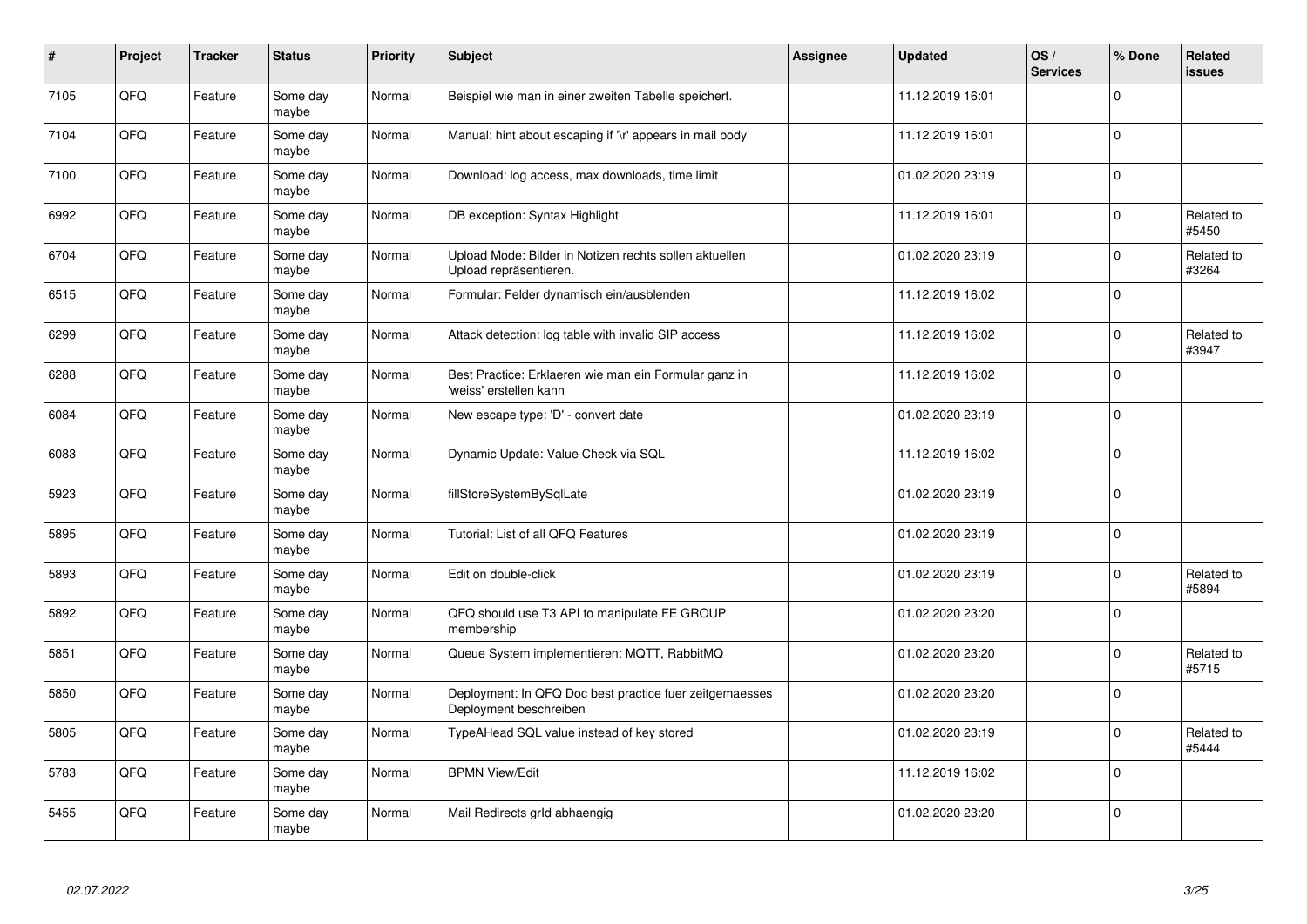| # | Project | Tracker | Status | Priority | Subject | Assignee | Updated | OS / Services | % Done | Related issues |
|---|---|---|---|---|---|---|---|---|---|---|
| 7105 | QFQ | Feature | Some day maybe | Normal | Beispiel wie man in einer zweiten Tabelle speichert. | | 11.12.2019 16:01 | | 0 | |
| 7104 | QFQ | Feature | Some day maybe | Normal | Manual: hint about escaping if '\r' appears in mail body | | 11.12.2019 16:01 | | 0 | |
| 7100 | QFQ | Feature | Some day maybe | Normal | Download: log access, max downloads, time limit | | 01.02.2020 23:19 | | 0 | |
| 6992 | QFQ | Feature | Some day maybe | Normal | DB exception: Syntax Highlight | | 11.12.2019 16:01 | | 0 | Related to #5450 |
| 6704 | QFQ | Feature | Some day maybe | Normal | Upload Mode: Bilder in Notizen rechts sollen aktuellen Upload repräsentieren. | | 01.02.2020 23:19 | | 0 | Related to #3264 |
| 6515 | QFQ | Feature | Some day maybe | Normal | Formular: Felder dynamisch ein/ausblenden | | 11.12.2019 16:02 | | 0 | |
| 6299 | QFQ | Feature | Some day maybe | Normal | Attack detection: log table with invalid SIP access | | 11.12.2019 16:02 | | 0 | Related to #3947 |
| 6288 | QFQ | Feature | Some day maybe | Normal | Best Practice: Erklaeren wie man ein Formular ganz in 'weiss' erstellen kann | | 11.12.2019 16:02 | | 0 | |
| 6084 | QFQ | Feature | Some day maybe | Normal | New escape type: 'D' - convert date | | 01.02.2020 23:19 | | 0 | |
| 6083 | QFQ | Feature | Some day maybe | Normal | Dynamic Update: Value Check via SQL | | 11.12.2019 16:02 | | 0 | |
| 5923 | QFQ | Feature | Some day maybe | Normal | fillStoreSystemBySqlLate | | 01.02.2020 23:19 | | 0 | |
| 5895 | QFQ | Feature | Some day maybe | Normal | Tutorial: List of all QFQ Features | | 01.02.2020 23:19 | | 0 | |
| 5893 | QFQ | Feature | Some day maybe | Normal | Edit on double-click | | 01.02.2020 23:19 | | 0 | Related to #5894 |
| 5892 | QFQ | Feature | Some day maybe | Normal | QFQ should use T3 API to manipulate FE GROUP membership | | 01.02.2020 23:20 | | 0 | |
| 5851 | QFQ | Feature | Some day maybe | Normal | Queue System implementieren: MQTT, RabbitMQ | | 01.02.2020 23:20 | | 0 | Related to #5715 |
| 5850 | QFQ | Feature | Some day maybe | Normal | Deployment: In QFQ Doc best practice fuer zeitgemaesses Deployment beschreiben | | 01.02.2020 23:20 | | 0 | |
| 5805 | QFQ | Feature | Some day maybe | Normal | TypeAHead SQL value instead of key stored | | 01.02.2020 23:19 | | 0 | Related to #5444 |
| 5783 | QFQ | Feature | Some day maybe | Normal | BPMN View/Edit | | 11.12.2019 16:02 | | 0 | |
| 5455 | QFQ | Feature | Some day maybe | Normal | Mail Redirects grId abhaengig | | 01.02.2020 23:20 | | 0 | |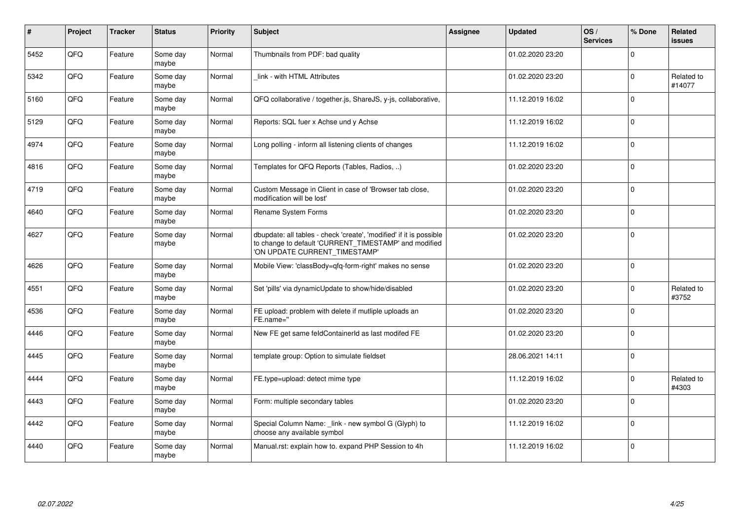| # | Project | Tracker | Status | Priority | Subject | Assignee | Updated | OS / Services | % Done | Related issues |
|---|---|---|---|---|---|---|---|---|---|---|
| 5452 | QFQ | Feature | Some day maybe | Normal | Thumbnails from PDF: bad quality | | 01.02.2020 23:20 | | 0 | |
| 5342 | QFQ | Feature | Some day maybe | Normal | _link - with HTML Attributes | | 01.02.2020 23:20 | | 0 | Related to #14077 |
| 5160 | QFQ | Feature | Some day maybe | Normal | QFQ collaborative / together.js, ShareJS, y-js, collaborative, | | 11.12.2019 16:02 | | 0 | |
| 5129 | QFQ | Feature | Some day maybe | Normal | Reports: SQL fuer x Achse und y Achse | | 11.12.2019 16:02 | | 0 | |
| 4974 | QFQ | Feature | Some day maybe | Normal | Long polling - inform all listening clients of changes | | 11.12.2019 16:02 | | 0 | |
| 4816 | QFQ | Feature | Some day maybe | Normal | Templates for QFQ Reports (Tables, Radios, ..) | | 01.02.2020 23:20 | | 0 | |
| 4719 | QFQ | Feature | Some day maybe | Normal | Custom Message in Client in case of 'Browser tab close, modification will be lost' | | 01.02.2020 23:20 | | 0 | |
| 4640 | QFQ | Feature | Some day maybe | Normal | Rename System Forms | | 01.02.2020 23:20 | | 0 | |
| 4627 | QFQ | Feature | Some day maybe | Normal | dbupdate: all tables - check 'create', 'modified' if it is possible to change to default 'CURRENT_TIMESTAMP' and modified 'ON UPDATE CURRENT_TIMESTAMP' | | 01.02.2020 23:20 | | 0 | |
| 4626 | QFQ | Feature | Some day maybe | Normal | Mobile View: 'classBody=qfq-form-right' makes no sense | | 01.02.2020 23:20 | | 0 | |
| 4551 | QFQ | Feature | Some day maybe | Normal | Set 'pills' via dynamicUpdate to show/hide/disabled | | 01.02.2020 23:20 | | 0 | Related to #3752 |
| 4536 | QFQ | Feature | Some day maybe | Normal | FE upload: problem with delete if mutliple uploads an FE.name=" | | 01.02.2020 23:20 | | 0 | |
| 4446 | QFQ | Feature | Some day maybe | Normal | New FE get same feldContainerId as last modifed FE | | 01.02.2020 23:20 | | 0 | |
| 4445 | QFQ | Feature | Some day maybe | Normal | template group: Option to simulate fieldset | | 28.06.2021 14:11 | | 0 | |
| 4444 | QFQ | Feature | Some day maybe | Normal | FE.type=upload: detect mime type | | 11.12.2019 16:02 | | 0 | Related to #4303 |
| 4443 | QFQ | Feature | Some day maybe | Normal | Form: multiple secondary tables | | 01.02.2020 23:20 | | 0 | |
| 4442 | QFQ | Feature | Some day maybe | Normal | Special Column Name: _link - new symbol G (Glyph) to choose any available symbol | | 11.12.2019 16:02 | | 0 | |
| 4440 | QFQ | Feature | Some day maybe | Normal | Manual.rst: explain how to. expand PHP Session to 4h | | 11.12.2019 16:02 | | 0 | |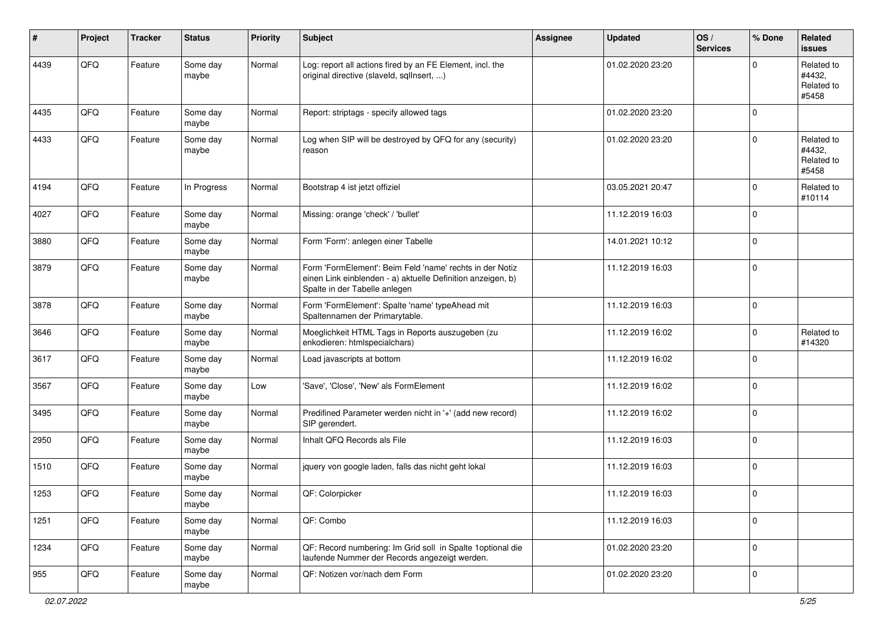| # | Project | Tracker | Status | Priority | Subject | Assignee | Updated | OS / Services | % Done | Related issues |
|---|---|---|---|---|---|---|---|---|---|---|
| 4439 | QFQ | Feature | Some day maybe | Normal | Log: report all actions fired by an FE Element, incl. the original directive (slaveId, sqlInsert, ...) | | 01.02.2020 23:20 | | 0 | Related to #4432, Related to #5458 |
| 4435 | QFQ | Feature | Some day maybe | Normal | Report: striptags - specify allowed tags | | 01.02.2020 23:20 | | 0 | |
| 4433 | QFQ | Feature | Some day maybe | Normal | Log when SIP will be destroyed by QFQ for any (security) reason | | 01.02.2020 23:20 | | 0 | Related to #4432, Related to #5458 |
| 4194 | QFQ | Feature | In Progress | Normal | Bootstrap 4 ist jetzt offiziel | | 03.05.2021 20:47 | | 0 | Related to #10114 |
| 4027 | QFQ | Feature | Some day maybe | Normal | Missing: orange 'check' / 'bullet' | | 11.12.2019 16:03 | | 0 | |
| 3880 | QFQ | Feature | Some day maybe | Normal | Form 'Form': anlegen einer Tabelle | | 14.01.2021 10:12 | | 0 | |
| 3879 | QFQ | Feature | Some day maybe | Normal | Form 'FormElement': Beim Feld 'name' rechts in der Notiz einen Link einblenden - a) aktuelle Definition anzeigen, b) Spalte in der Tabelle anlegen | | 11.12.2019 16:03 | | 0 | |
| 3878 | QFQ | Feature | Some day maybe | Normal | Form 'FormElement': Spalte 'name' typeAhead mit Spaltennamen der Primarytable. | | 11.12.2019 16:03 | | 0 | |
| 3646 | QFQ | Feature | Some day maybe | Normal | Moeglichkeit HTML Tags in Reports auszugeben (zu enkodieren: htmlspecialchars) | | 11.12.2019 16:02 | | 0 | Related to #14320 |
| 3617 | QFQ | Feature | Some day maybe | Normal | Load javascripts at bottom | | 11.12.2019 16:02 | | 0 | |
| 3567 | QFQ | Feature | Some day maybe | Low | 'Save', 'Close', 'New' als FormElement | | 11.12.2019 16:02 | | 0 | |
| 3495 | QFQ | Feature | Some day maybe | Normal | Predifined Parameter werden nicht in '+' (add new record) SIP gerendert. | | 11.12.2019 16:02 | | 0 | |
| 2950 | QFQ | Feature | Some day maybe | Normal | Inhalt QFQ Records als File | | 11.12.2019 16:03 | | 0 | |
| 1510 | QFQ | Feature | Some day maybe | Normal | jquery von google laden, falls das nicht geht lokal | | 11.12.2019 16:03 | | 0 | |
| 1253 | QFQ | Feature | Some day maybe | Normal | QF: Colorpicker | | 11.12.2019 16:03 | | 0 | |
| 1251 | QFQ | Feature | Some day maybe | Normal | QF: Combo | | 11.12.2019 16:03 | | 0 | |
| 1234 | QFQ | Feature | Some day maybe | Normal | QF: Record numbering: Im Grid soll in Spalte 1optional die laufende Nummer der Records angezeigt werden. | | 01.02.2020 23:20 | | 0 | |
| 955 | QFQ | Feature | Some day maybe | Normal | QF: Notizen vor/nach dem Form | | 01.02.2020 23:20 | | 0 | |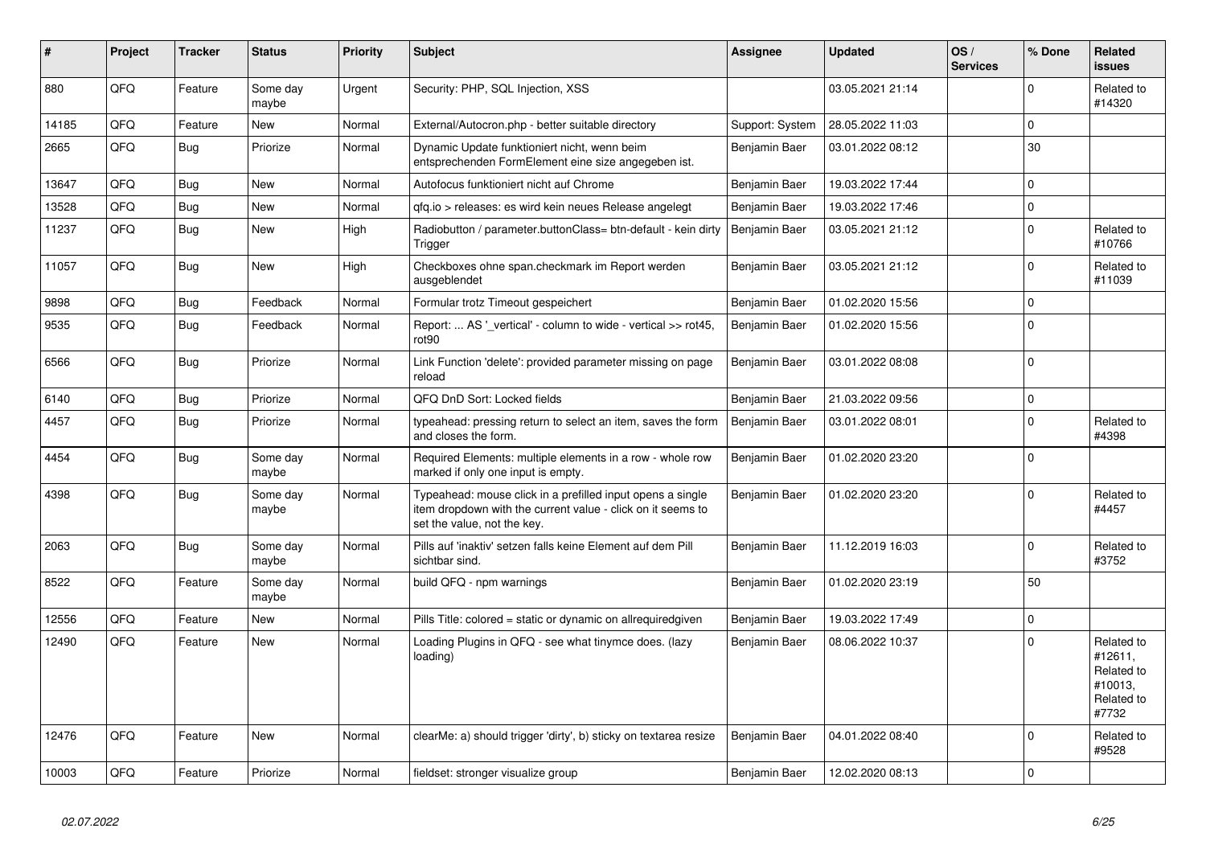| # | Project | Tracker | Status | Priority | Subject | Assignee | Updated | OS / Services | % Done | Related issues |
|---|---|---|---|---|---|---|---|---|---|---|
| 880 | QFQ | Feature | Some day maybe | Urgent | Security: PHP, SQL Injection, XSS | | 03.05.2021 21:14 | | 0 | Related to #14320 |
| 14185 | QFQ | Feature | New | Normal | External/Autocron.php - better suitable directory | Support: System | 28.05.2022 11:03 | | 0 | |
| 2665 | QFQ | Bug | Priorize | Normal | Dynamic Update funktioniert nicht, wenn beim entsprechenden FormElement eine size angegeben ist. | Benjamin Baer | 03.01.2022 08:12 | | 30 | |
| 13647 | QFQ | Bug | New | Normal | Autofocus funktioniert nicht auf Chrome | Benjamin Baer | 19.03.2022 17:44 | | 0 | |
| 13528 | QFQ | Bug | New | Normal | qfq.io > releases: es wird kein neues Release angelegt | Benjamin Baer | 19.03.2022 17:46 | | 0 | |
| 11237 | QFQ | Bug | New | High | Radiobutton / parameter.buttonClass= btn-default - kein dirty Trigger | Benjamin Baer | 03.05.2021 21:12 | | 0 | Related to #10766 |
| 11057 | QFQ | Bug | New | High | Checkboxes ohne span.checkmark im Report werden ausgeblendet | Benjamin Baer | 03.05.2021 21:12 | | 0 | Related to #11039 |
| 9898 | QFQ | Bug | Feedback | Normal | Formular trotz Timeout gespeichert | Benjamin Baer | 01.02.2020 15:56 | | 0 | |
| 9535 | QFQ | Bug | Feedback | Normal | Report: ... AS '_vertical' - column to wide - vertical >> rot45, rot90 | Benjamin Baer | 01.02.2020 15:56 | | 0 | |
| 6566 | QFQ | Bug | Priorize | Normal | Link Function 'delete': provided parameter missing on page reload | Benjamin Baer | 03.01.2022 08:08 | | 0 | |
| 6140 | QFQ | Bug | Priorize | Normal | QFQ DnD Sort: Locked fields | Benjamin Baer | 21.03.2022 09:56 | | 0 | |
| 4457 | QFQ | Bug | Priorize | Normal | typeahead: pressing return to select an item, saves the form and closes the form. | Benjamin Baer | 03.01.2022 08:01 | | 0 | Related to #4398 |
| 4454 | QFQ | Bug | Some day maybe | Normal | Required Elements: multiple elements in a row - whole row marked if only one input is empty. | Benjamin Baer | 01.02.2020 23:20 | | 0 | |
| 4398 | QFQ | Bug | Some day maybe | Normal | Typeahead: mouse click in a prefilled input opens a single item dropdown with the current value - click on it seems to set the value, not the key. | Benjamin Baer | 01.02.2020 23:20 | | 0 | Related to #4457 |
| 2063 | QFQ | Bug | Some day maybe | Normal | Pills auf 'inaktiv' setzen falls keine Element auf dem Pill sichtbar sind. | Benjamin Baer | 11.12.2019 16:03 | | 0 | Related to #3752 |
| 8522 | QFQ | Feature | Some day maybe | Normal | build QFQ - npm warnings | Benjamin Baer | 01.02.2020 23:19 | | 50 | |
| 12556 | QFQ | Feature | New | Normal | Pills Title: colored = static or dynamic on allrequiredgiven | Benjamin Baer | 19.03.2022 17:49 | | 0 | |
| 12490 | QFQ | Feature | New | Normal | Loading Plugins in QFQ - see what tinymce does. (lazy loading) | Benjamin Baer | 08.06.2022 10:37 | | 0 | Related to #12611, Related to #10013, Related to #7732 |
| 12476 | QFQ | Feature | New | Normal | clearMe: a) should trigger 'dirty', b) sticky on textarea resize | Benjamin Baer | 04.01.2022 08:40 | | 0 | Related to #9528 |
| 10003 | QFQ | Feature | Priorize | Normal | fieldset: stronger visualize group | Benjamin Baer | 12.02.2020 08:13 | | 0 | |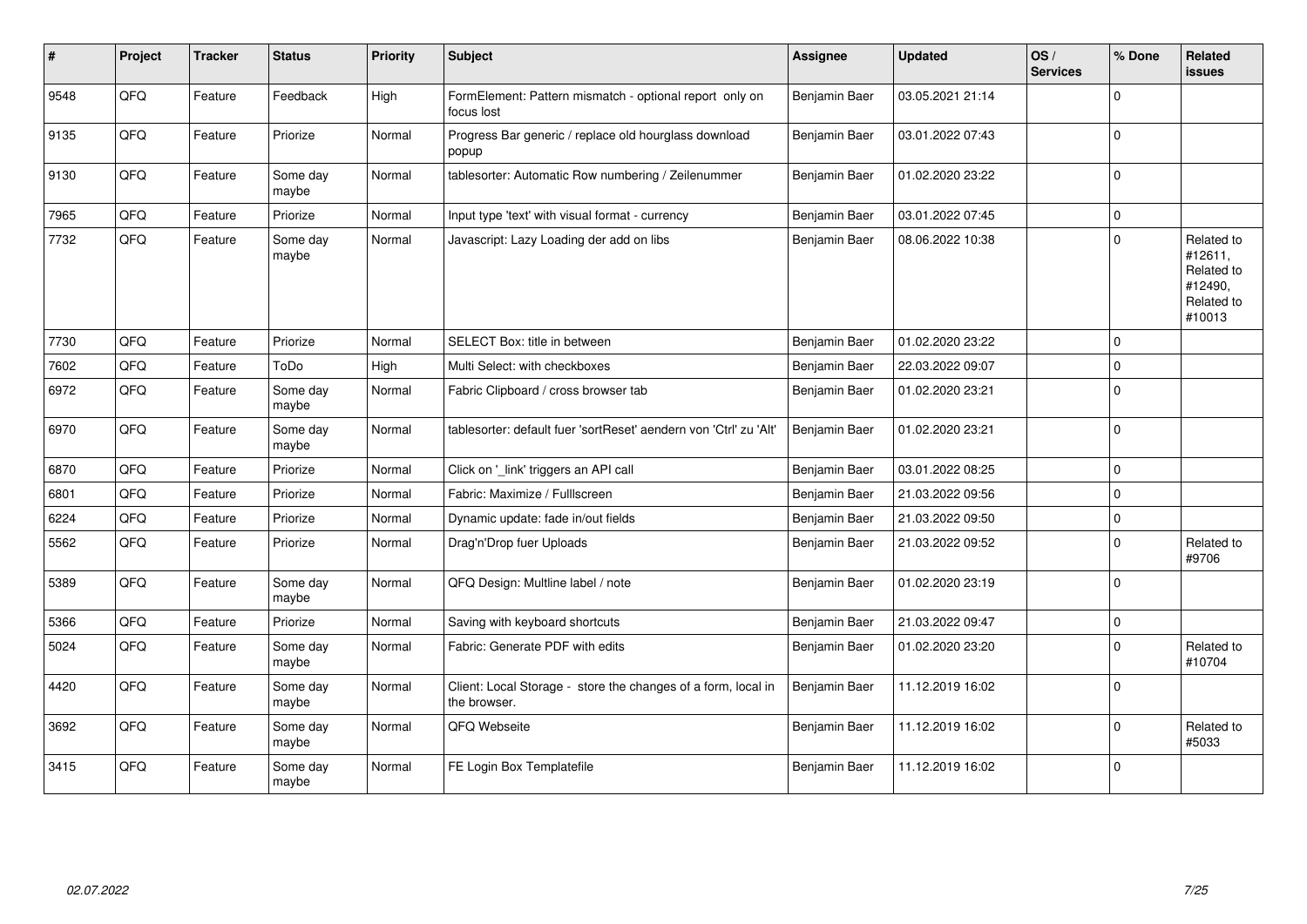| # | Project | Tracker | Status | Priority | Subject | Assignee | Updated | OS / Services | % Done | Related issues |
|---|---|---|---|---|---|---|---|---|---|---|
| 9548 | QFQ | Feature | Feedback | High | FormElement: Pattern mismatch - optional report only on focus lost | Benjamin Baer | 03.05.2021 21:14 | | 0 | |
| 9135 | QFQ | Feature | Priorize | Normal | Progress Bar generic / replace old hourglass download popup | Benjamin Baer | 03.01.2022 07:43 | | 0 | |
| 9130 | QFQ | Feature | Some day maybe | Normal | tablesorter: Automatic Row numbering / Zeilenummer | Benjamin Baer | 01.02.2020 23:22 | | 0 | |
| 7965 | QFQ | Feature | Priorize | Normal | Input type 'text' with visual format - currency | Benjamin Baer | 03.01.2022 07:45 | | 0 | |
| 7732 | QFQ | Feature | Some day maybe | Normal | Javascript: Lazy Loading der add on libs | Benjamin Baer | 08.06.2022 10:38 | | 0 | Related to #12611, Related to #12490, Related to #10013 |
| 7730 | QFQ | Feature | Priorize | Normal | SELECT Box: title in between | Benjamin Baer | 01.02.2020 23:22 | | 0 | |
| 7602 | QFQ | Feature | ToDo | High | Multi Select: with checkboxes | Benjamin Baer | 22.03.2022 09:07 | | 0 | |
| 6972 | QFQ | Feature | Some day maybe | Normal | Fabric Clipboard / cross browser tab | Benjamin Baer | 01.02.2020 23:21 | | 0 | |
| 6970 | QFQ | Feature | Some day maybe | Normal | tablesorter: default fuer 'sortReset' aendern von 'Ctrl' zu 'Alt' | Benjamin Baer | 01.02.2020 23:21 | | 0 | |
| 6870 | QFQ | Feature | Priorize | Normal | Click on '_link' triggers an API call | Benjamin Baer | 03.01.2022 08:25 | | 0 | |
| 6801 | QFQ | Feature | Priorize | Normal | Fabric: Maximize / Fulllscreen | Benjamin Baer | 21.03.2022 09:56 | | 0 | |
| 6224 | QFQ | Feature | Priorize | Normal | Dynamic update: fade in/out fields | Benjamin Baer | 21.03.2022 09:50 | | 0 | |
| 5562 | QFQ | Feature | Priorize | Normal | Drag'n'Drop fuer Uploads | Benjamin Baer | 21.03.2022 09:52 | | 0 | Related to #9706 |
| 5389 | QFQ | Feature | Some day maybe | Normal | QFQ Design: Multline label / note | Benjamin Baer | 01.02.2020 23:19 | | 0 | |
| 5366 | QFQ | Feature | Priorize | Normal | Saving with keyboard shortcuts | Benjamin Baer | 21.03.2022 09:47 | | 0 | |
| 5024 | QFQ | Feature | Some day maybe | Normal | Fabric: Generate PDF with edits | Benjamin Baer | 01.02.2020 23:20 | | 0 | Related to #10704 |
| 4420 | QFQ | Feature | Some day maybe | Normal | Client: Local Storage - store the changes of a form, local in the browser. | Benjamin Baer | 11.12.2019 16:02 | | 0 | |
| 3692 | QFQ | Feature | Some day maybe | Normal | QFQ Webseite | Benjamin Baer | 11.12.2019 16:02 | | 0 | Related to #5033 |
| 3415 | QFQ | Feature | Some day maybe | Normal | FE Login Box Templatefile | Benjamin Baer | 11.12.2019 16:02 | | 0 | |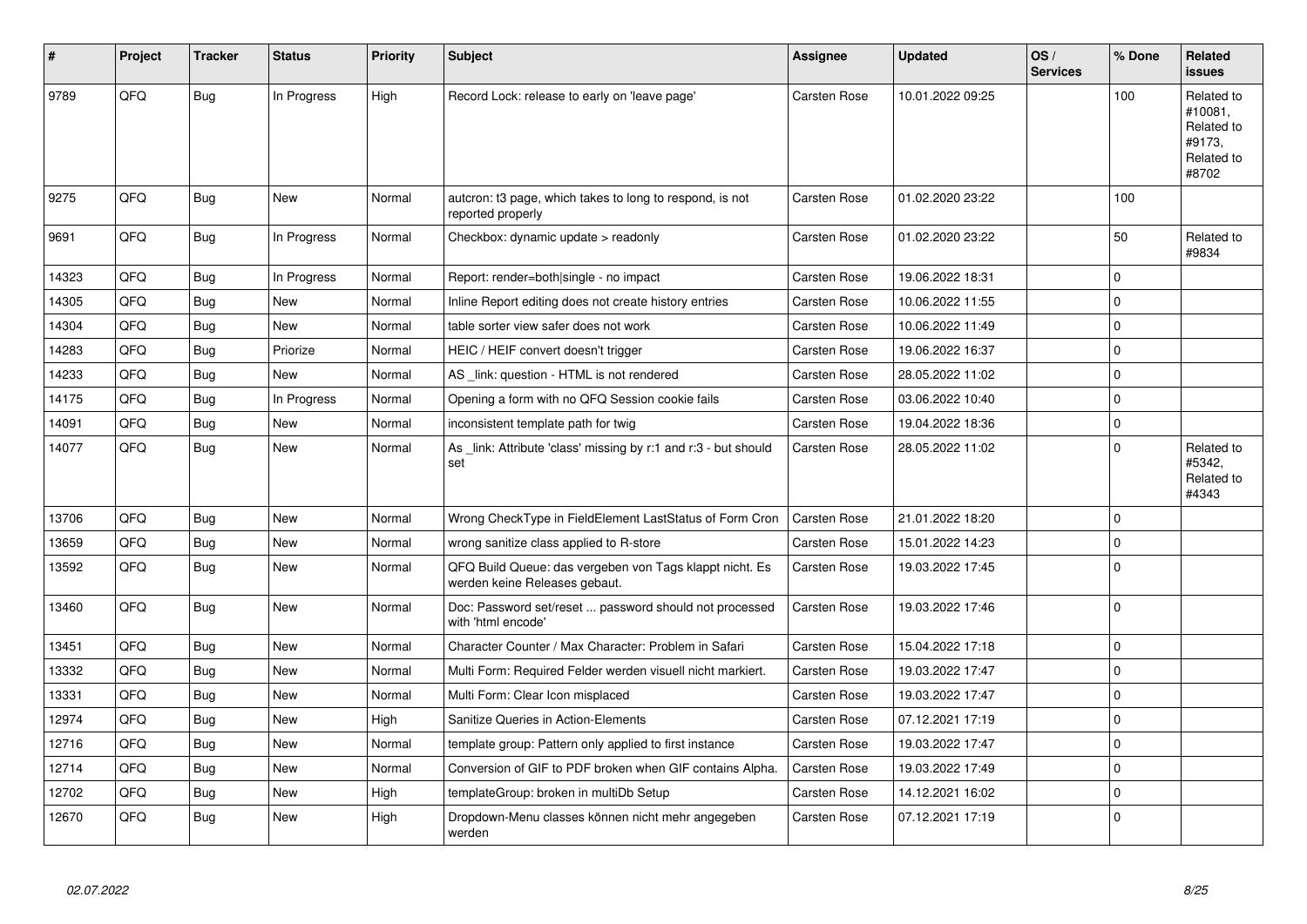| # | Project | Tracker | Status | Priority | Subject | Assignee | Updated | OS / Services | % Done | Related issues |
|---|---|---|---|---|---|---|---|---|---|---|
| 9789 | QFQ | Bug | In Progress | High | Record Lock: release to early on 'leave page' | Carsten Rose | 10.01.2022 09:25 | | 100 | Related to #10081, Related to #9173, Related to #8702 |
| 9275 | QFQ | Bug | New | Normal | autcron: t3 page, which takes to long to respond, is not reported properly | Carsten Rose | 01.02.2020 23:22 | | 100 | |
| 9691 | QFQ | Bug | In Progress | Normal | Checkbox: dynamic update > readonly | Carsten Rose | 01.02.2020 23:22 | | 50 | Related to #9834 |
| 14323 | QFQ | Bug | In Progress | Normal | Report: render=both\|single - no impact | Carsten Rose | 19.06.2022 18:31 | | 0 | |
| 14305 | QFQ | Bug | New | Normal | Inline Report editing does not create history entries | Carsten Rose | 10.06.2022 11:55 | | 0 | |
| 14304 | QFQ | Bug | New | Normal | table sorter view safer does not work | Carsten Rose | 10.06.2022 11:49 | | 0 | |
| 14283 | QFQ | Bug | Priorize | Normal | HEIC / HEIF convert doesn't trigger | Carsten Rose | 19.06.2022 16:37 | | 0 | |
| 14233 | QFQ | Bug | New | Normal | AS _link: question - HTML is not rendered | Carsten Rose | 28.05.2022 11:02 | | 0 | |
| 14175 | QFQ | Bug | In Progress | Normal | Opening a form with no QFQ Session cookie fails | Carsten Rose | 03.06.2022 10:40 | | 0 | |
| 14091 | QFQ | Bug | New | Normal | inconsistent template path for twig | Carsten Rose | 19.04.2022 18:36 | | 0 | |
| 14077 | QFQ | Bug | New | Normal | As _link: Attribute 'class' missing by r:1 and r:3 - but should set | Carsten Rose | 28.05.2022 11:02 | | 0 | Related to #5342, Related to #4343 |
| 13706 | QFQ | Bug | New | Normal | Wrong CheckType in FieldElement LastStatus of Form Cron | Carsten Rose | 21.01.2022 18:20 | | 0 | |
| 13659 | QFQ | Bug | New | Normal | wrong sanitize class applied to R-store | Carsten Rose | 15.01.2022 14:23 | | 0 | |
| 13592 | QFQ | Bug | New | Normal | QFQ Build Queue: das vergeben von Tags klappt nicht. Es werden keine Releases gebaut. | Carsten Rose | 19.03.2022 17:45 | | 0 | |
| 13460 | QFQ | Bug | New | Normal | Doc: Password set/reset ... password should not processed with 'html encode' | Carsten Rose | 19.03.2022 17:46 | | 0 | |
| 13451 | QFQ | Bug | New | Normal | Character Counter / Max Character: Problem in Safari | Carsten Rose | 15.04.2022 17:18 | | 0 | |
| 13332 | QFQ | Bug | New | Normal | Multi Form: Required Felder werden visuell nicht markiert. | Carsten Rose | 19.03.2022 17:47 | | 0 | |
| 13331 | QFQ | Bug | New | Normal | Multi Form: Clear Icon misplaced | Carsten Rose | 19.03.2022 17:47 | | 0 | |
| 12974 | QFQ | Bug | New | High | Sanitize Queries in Action-Elements | Carsten Rose | 07.12.2021 17:19 | | 0 | |
| 12716 | QFQ | Bug | New | Normal | template group: Pattern only applied to first instance | Carsten Rose | 19.03.2022 17:47 | | 0 | |
| 12714 | QFQ | Bug | New | Normal | Conversion of GIF to PDF broken when GIF contains Alpha. | Carsten Rose | 19.03.2022 17:49 | | 0 | |
| 12702 | QFQ | Bug | New | High | templateGroup: broken in multiDb Setup | Carsten Rose | 14.12.2021 16:02 | | 0 | |
| 12670 | QFQ | Bug | New | High | Dropdown-Menu classes können nicht mehr angegeben werden | Carsten Rose | 07.12.2021 17:19 | | 0 | |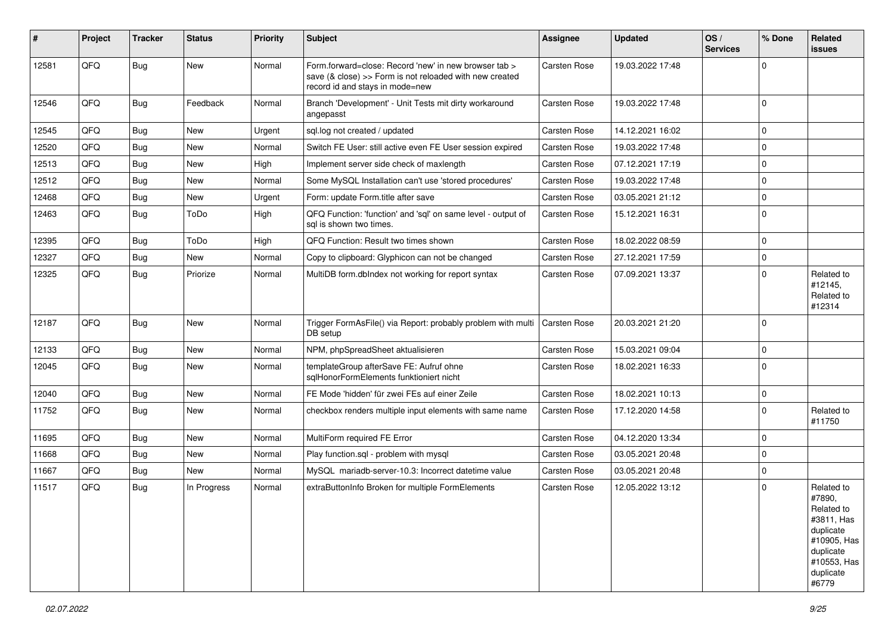| # | Project | Tracker | Status | Priority | Subject | Assignee | Updated | OS / Services | % Done | Related issues |
|---|---|---|---|---|---|---|---|---|---|---|
| 12581 | QFQ | Bug | New | Normal | Form.forward=close: Record 'new' in new browser tab > save (& close) >> Form is not reloaded with new created record id and stays in mode=new | Carsten Rose | 19.03.2022 17:48 | | 0 | |
| 12546 | QFQ | Bug | Feedback | Normal | Branch 'Development' - Unit Tests mit dirty workaround angepasst | Carsten Rose | 19.03.2022 17:48 | | 0 | |
| 12545 | QFQ | Bug | New | Urgent | sql.log not created / updated | Carsten Rose | 14.12.2021 16:02 | | 0 | |
| 12520 | QFQ | Bug | New | Normal | Switch FE User: still active even FE User session expired | Carsten Rose | 19.03.2022 17:48 | | 0 | |
| 12513 | QFQ | Bug | New | High | Implement server side check of maxlength | Carsten Rose | 07.12.2021 17:19 | | 0 | |
| 12512 | QFQ | Bug | New | Normal | Some MySQL Installation can't use 'stored procedures' | Carsten Rose | 19.03.2022 17:48 | | 0 | |
| 12468 | QFQ | Bug | New | Urgent | Form: update Form.title after save | Carsten Rose | 03.05.2021 21:12 | | 0 | |
| 12463 | QFQ | Bug | ToDo | High | QFQ Function: 'function' and 'sql' on same level - output of sql is shown two times. | Carsten Rose | 15.12.2021 16:31 | | 0 | |
| 12395 | QFQ | Bug | ToDo | High | QFQ Function: Result two times shown | Carsten Rose | 18.02.2022 08:59 | | 0 | |
| 12327 | QFQ | Bug | New | Normal | Copy to clipboard: Glyphicon can not be changed | Carsten Rose | 27.12.2021 17:59 | | 0 | |
| 12325 | QFQ | Bug | Priorize | Normal | MultiDB form.dbIndex not working for report syntax | Carsten Rose | 07.09.2021 13:37 | | 0 | Related to #12145, Related to #12314 |
| 12187 | QFQ | Bug | New | Normal | Trigger FormAsFile() via Report: probably problem with multi DB setup | Carsten Rose | 20.03.2021 21:20 | | 0 | |
| 12133 | QFQ | Bug | New | Normal | NPM, phpSpreadSheet aktualisieren | Carsten Rose | 15.03.2021 09:04 | | 0 | |
| 12045 | QFQ | Bug | New | Normal | templateGroup afterSave FE: Aufruf ohne sqlHonorFormElements funktioniert nicht | Carsten Rose | 18.02.2021 16:33 | | 0 | |
| 12040 | QFQ | Bug | New | Normal | FE Mode 'hidden' für zwei FEs auf einer Zeile | Carsten Rose | 18.02.2021 10:13 | | 0 | |
| 11752 | QFQ | Bug | New | Normal | checkbox renders multiple input elements with same name | Carsten Rose | 17.12.2020 14:58 | | 0 | Related to #11750 |
| 11695 | QFQ | Bug | New | Normal | MultiForm required FE Error | Carsten Rose | 04.12.2020 13:34 | | 0 | |
| 11668 | QFQ | Bug | New | Normal | Play function.sql - problem with mysql | Carsten Rose | 03.05.2021 20:48 | | 0 | |
| 11667 | QFQ | Bug | New | Normal | MySQL mariadb-server-10.3: Incorrect datetime value | Carsten Rose | 03.05.2021 20:48 | | 0 | |
| 11517 | QFQ | Bug | In Progress | Normal | extraButtonInfo Broken for multiple FormElements | Carsten Rose | 12.05.2022 13:12 | | 0 | Related to #7890, Related to #3811, Has duplicate #10905, Has duplicate #10553, Has duplicate #6779 |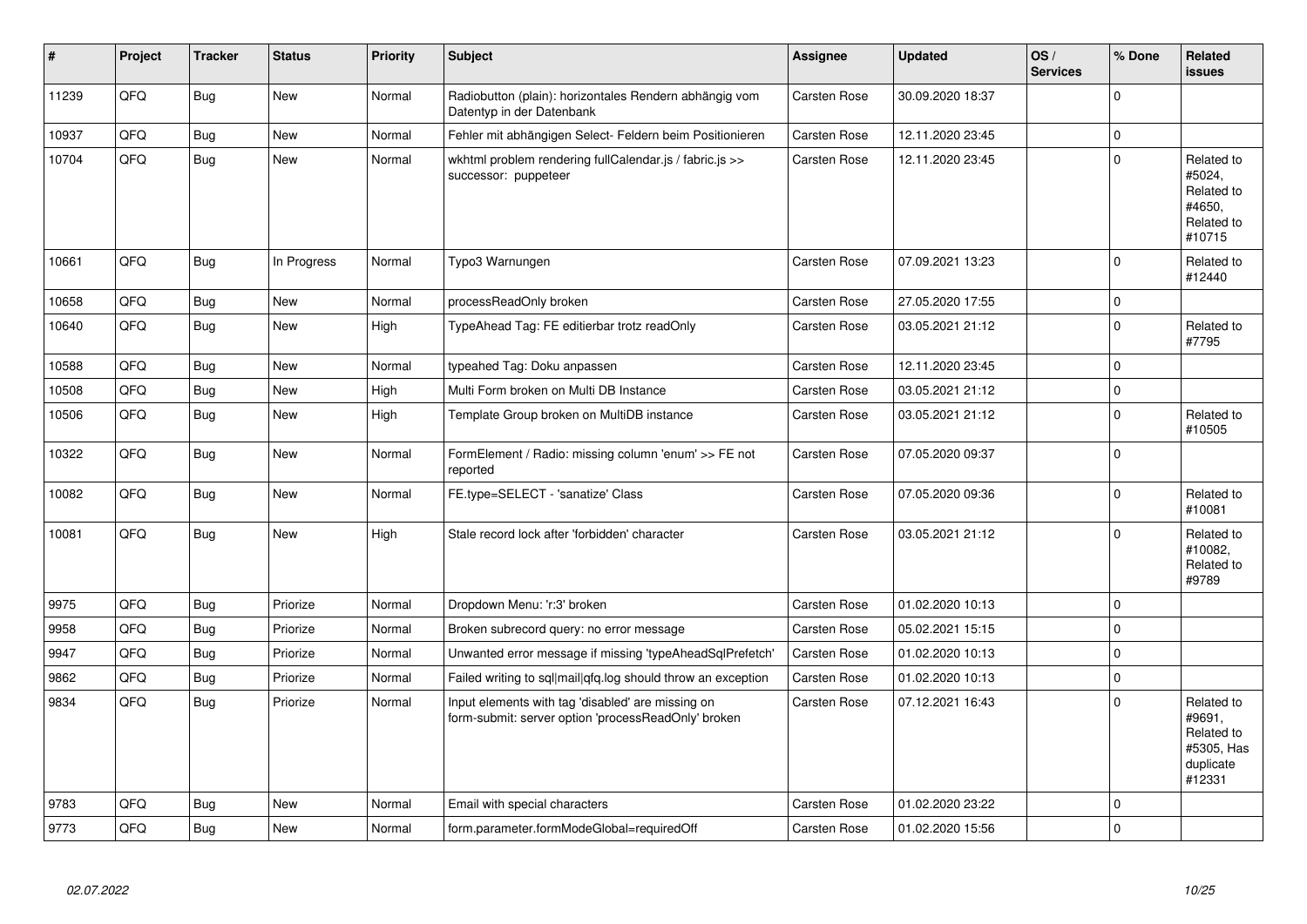| # | Project | Tracker | Status | Priority | Subject | Assignee | Updated | OS / Services | % Done | Related issues |
|---|---|---|---|---|---|---|---|---|---|---|
| 11239 | QFQ | Bug | New | Normal | Radiobutton (plain): horizontales Rendern abhängig vom Datentyp in der Datenbank | Carsten Rose | 30.09.2020 18:37 | | 0 | |
| 10937 | QFQ | Bug | New | Normal | Fehler mit abhängigen Select- Feldern beim Positionieren | Carsten Rose | 12.11.2020 23:45 | | 0 | |
| 10704 | QFQ | Bug | New | Normal | wkhtml problem rendering fullCalendar.js / fabric.js >> successor: puppeteer | Carsten Rose | 12.11.2020 23:45 | | 0 | Related to #5024, Related to #4650, Related to #10715 |
| 10661 | QFQ | Bug | In Progress | Normal | Typo3 Warnungen | Carsten Rose | 07.09.2021 13:23 | | 0 | Related to #12440 |
| 10658 | QFQ | Bug | New | Normal | processReadOnly broken | Carsten Rose | 27.05.2020 17:55 | | 0 | |
| 10640 | QFQ | Bug | New | High | TypeAhead Tag: FE editierbar trotz readOnly | Carsten Rose | 03.05.2021 21:12 | | 0 | Related to #7795 |
| 10588 | QFQ | Bug | New | Normal | typeahed Tag: Doku anpassen | Carsten Rose | 12.11.2020 23:45 | | 0 | |
| 10508 | QFQ | Bug | New | High | Multi Form broken on Multi DB Instance | Carsten Rose | 03.05.2021 21:12 | | 0 | |
| 10506 | QFQ | Bug | New | High | Template Group broken on MultiDB instance | Carsten Rose | 03.05.2021 21:12 | | 0 | Related to #10505 |
| 10322 | QFQ | Bug | New | Normal | FormElement / Radio: missing column 'enum' >> FE not reported | Carsten Rose | 07.05.2020 09:37 | | 0 | |
| 10082 | QFQ | Bug | New | Normal | FE.type=SELECT - 'sanatize' Class | Carsten Rose | 07.05.2020 09:36 | | 0 | Related to #10081 |
| 10081 | QFQ | Bug | New | High | Stale record lock after 'forbidden' character | Carsten Rose | 03.05.2021 21:12 | | 0 | Related to #10082, Related to #9789 |
| 9975 | QFQ | Bug | Priorize | Normal | Dropdown Menu: 'r:3' broken | Carsten Rose | 01.02.2020 10:13 | | 0 | |
| 9958 | QFQ | Bug | Priorize | Normal | Broken subrecord query: no error message | Carsten Rose | 05.02.2021 15:15 | | 0 | |
| 9947 | QFQ | Bug | Priorize | Normal | Unwanted error message if missing 'typeAheadSqlPrefetch' | Carsten Rose | 01.02.2020 10:13 | | 0 | |
| 9862 | QFQ | Bug | Priorize | Normal | Failed writing to sql\|mail\|qfq.log should throw an exception | Carsten Rose | 01.02.2020 10:13 | | 0 | |
| 9834 | QFQ | Bug | Priorize | Normal | Input elements with tag 'disabled' are missing on form-submit: server option 'processReadOnly' broken | Carsten Rose | 07.12.2021 16:43 | | 0 | Related to #9691, Related to #5305, Has duplicate #12331 |
| 9783 | QFQ | Bug | New | Normal | Email with special characters | Carsten Rose | 01.02.2020 23:22 | | 0 | |
| 9773 | QFQ | Bug | New | Normal | form.parameter.formModeGlobal=requiredOff | Carsten Rose | 01.02.2020 15:56 | | 0 | |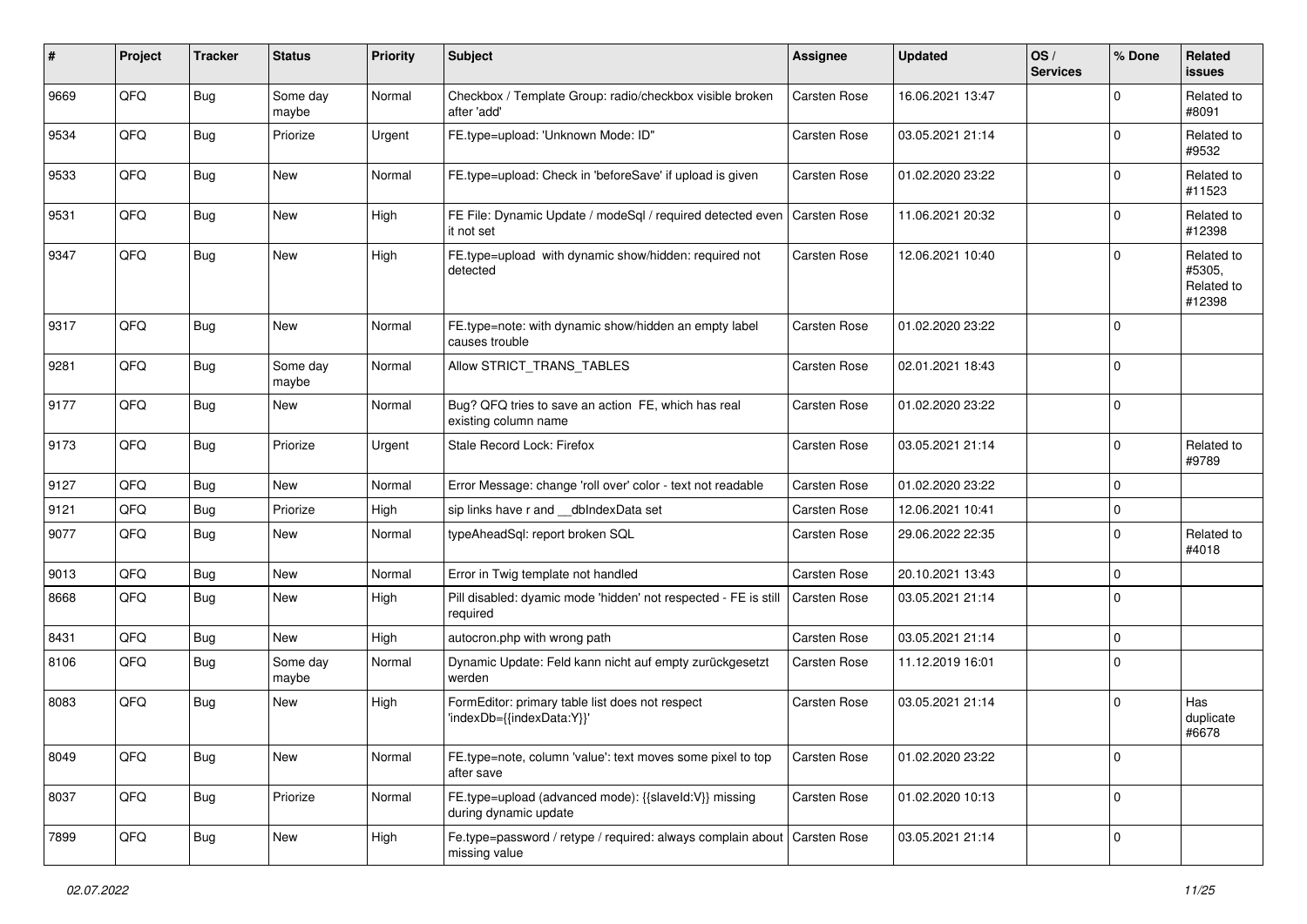| # | Project | Tracker | Status | Priority | Subject | Assignee | Updated | OS / Services | % Done | Related issues |
|---|---|---|---|---|---|---|---|---|---|---|
| 9669 | QFQ | Bug | Some day maybe | Normal | Checkbox / Template Group: radio/checkbox visible broken after 'add' | Carsten Rose | 16.06.2021 13:47 | | 0 | Related to #8091 |
| 9534 | QFQ | Bug | Priorize | Urgent | FE.type=upload: 'Unknown Mode: ID" | Carsten Rose | 03.05.2021 21:14 | | 0 | Related to #9532 |
| 9533 | QFQ | Bug | New | Normal | FE.type=upload: Check in 'beforeSave' if upload is given | Carsten Rose | 01.02.2020 23:22 | | 0 | Related to #11523 |
| 9531 | QFQ | Bug | New | High | FE File: Dynamic Update / modeSql / required detected even it not set | Carsten Rose | 11.06.2021 20:32 | | 0 | Related to #12398 |
| 9347 | QFQ | Bug | New | High | FE.type=upload with dynamic show/hidden: required not detected | Carsten Rose | 12.06.2021 10:40 | | 0 | Related to #5305, Related to #12398 |
| 9317 | QFQ | Bug | New | Normal | FE.type=note: with dynamic show/hidden an empty label causes trouble | Carsten Rose | 01.02.2020 23:22 | | 0 | |
| 9281 | QFQ | Bug | Some day maybe | Normal | Allow STRICT_TRANS_TABLES | Carsten Rose | 02.01.2021 18:43 | | 0 | |
| 9177 | QFQ | Bug | New | Normal | Bug? QFQ tries to save an action FE, which has real existing column name | Carsten Rose | 01.02.2020 23:22 | | 0 | |
| 9173 | QFQ | Bug | Priorize | Urgent | Stale Record Lock: Firefox | Carsten Rose | 03.05.2021 21:14 | | 0 | Related to #9789 |
| 9127 | QFQ | Bug | New | Normal | Error Message: change 'roll over' color - text not readable | Carsten Rose | 01.02.2020 23:22 | | 0 | |
| 9121 | QFQ | Bug | Priorize | High | sip links have r and __dbIndexData set | Carsten Rose | 12.06.2021 10:41 | | 0 | |
| 9077 | QFQ | Bug | New | Normal | typeAheadSql: report broken SQL | Carsten Rose | 29.06.2022 22:35 | | 0 | Related to #4018 |
| 9013 | QFQ | Bug | New | Normal | Error in Twig template not handled | Carsten Rose | 20.10.2021 13:43 | | 0 | |
| 8668 | QFQ | Bug | New | High | Pill disabled: dyamic mode 'hidden' not respected - FE is still required | Carsten Rose | 03.05.2021 21:14 | | 0 | |
| 8431 | QFQ | Bug | New | High | autocron.php with wrong path | Carsten Rose | 03.05.2021 21:14 | | 0 | |
| 8106 | QFQ | Bug | Some day maybe | Normal | Dynamic Update: Feld kann nicht auf empty zurückgesetzt werden | Carsten Rose | 11.12.2019 16:01 | | 0 | |
| 8083 | QFQ | Bug | New | High | FormEditor: primary table list does not respect 'indexDb={{indexData:Y}}' | Carsten Rose | 03.05.2021 21:14 | | 0 | Has duplicate #6678 |
| 8049 | QFQ | Bug | New | Normal | FE.type=note, column 'value': text moves some pixel to top after save | Carsten Rose | 01.02.2020 23:22 | | 0 | |
| 8037 | QFQ | Bug | Priorize | Normal | FE.type=upload (advanced mode): {{slaveId:V}} missing during dynamic update | Carsten Rose | 01.02.2020 10:13 | | 0 | |
| 7899 | QFQ | Bug | New | High | Fe.type=password / retype / required: always complain about missing value | Carsten Rose | 03.05.2021 21:14 | | 0 | |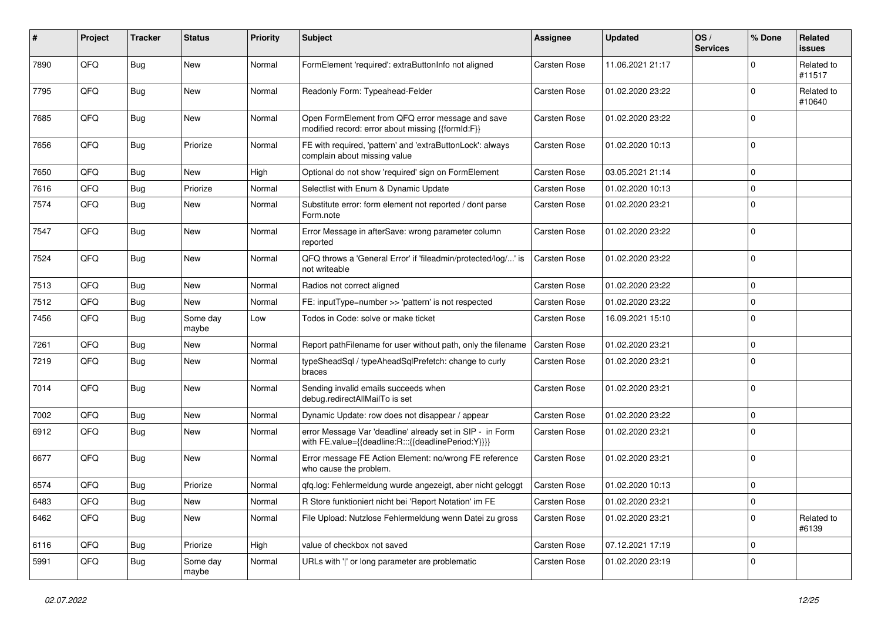| # | Project | Tracker | Status | Priority | Subject | Assignee | Updated | OS / Services | % Done | Related issues |
|---|---|---|---|---|---|---|---|---|---|---|
| 7890 | QFQ | Bug | New | Normal | FormElement 'required': extraButtonInfo not aligned | Carsten Rose | 11.06.2021 21:17 | | 0 | Related to #11517 |
| 7795 | QFQ | Bug | New | Normal | Readonly Form: Typeahead-Felder | Carsten Rose | 01.02.2020 23:22 | | 0 | Related to #10640 |
| 7685 | QFQ | Bug | New | Normal | Open FormElement from QFQ error message and save modified record: error about missing {{formId:F}} | Carsten Rose | 01.02.2020 23:22 | | 0 | |
| 7656 | QFQ | Bug | Priorize | Normal | FE with required, 'pattern' and 'extraButtonLock': always complain about missing value | Carsten Rose | 01.02.2020 10:13 | | 0 | |
| 7650 | QFQ | Bug | New | High | Optional do not show 'required' sign on FormElement | Carsten Rose | 03.05.2021 21:14 | | 0 | |
| 7616 | QFQ | Bug | Priorize | Normal | Selectlist with Enum & Dynamic Update | Carsten Rose | 01.02.2020 10:13 | | 0 | |
| 7574 | QFQ | Bug | New | Normal | Substitute error: form element not reported / dont parse Form.note | Carsten Rose | 01.02.2020 23:21 | | 0 | |
| 7547 | QFQ | Bug | New | Normal | Error Message in afterSave: wrong parameter column reported | Carsten Rose | 01.02.2020 23:22 | | 0 | |
| 7524 | QFQ | Bug | New | Normal | QFQ throws a 'General Error' if 'fileadmin/protected/log/...' is not writeable | Carsten Rose | 01.02.2020 23:22 | | 0 | |
| 7513 | QFQ | Bug | New | Normal | Radios not correct aligned | Carsten Rose | 01.02.2020 23:22 | | 0 | |
| 7512 | QFQ | Bug | New | Normal | FE: inputType=number >> 'pattern' is not respected | Carsten Rose | 01.02.2020 23:22 | | 0 | |
| 7456 | QFQ | Bug | Some day maybe | Low | Todos in Code: solve or make ticket | Carsten Rose | 16.09.2021 15:10 | | 0 | |
| 7261 | QFQ | Bug | New | Normal | Report pathFilename for user without path, only the filename | Carsten Rose | 01.02.2020 23:21 | | 0 | |
| 7219 | QFQ | Bug | New | Normal | typeSheadSql / typeAheadSqlPrefetch: change to curly braces | Carsten Rose | 01.02.2020 23:21 | | 0 | |
| 7014 | QFQ | Bug | New | Normal | Sending invalid emails succeeds when debug.redirectAllMailTo is set | Carsten Rose | 01.02.2020 23:21 | | 0 | |
| 7002 | QFQ | Bug | New | Normal | Dynamic Update: row does not disappear / appear | Carsten Rose | 01.02.2020 23:22 | | 0 | |
| 6912 | QFQ | Bug | New | Normal | error Message Var 'deadline' already set in SIP - in Form with FE.value={{deadline:R:::{{deadlinePeriod:Y}}}} | Carsten Rose | 01.02.2020 23:21 | | 0 | |
| 6677 | QFQ | Bug | New | Normal | Error message FE Action Element: no/wrong FE reference who cause the problem. | Carsten Rose | 01.02.2020 23:21 | | 0 | |
| 6574 | QFQ | Bug | Priorize | Normal | qfq.log: Fehlermeldung wurde angezeigt, aber nicht geloggt | Carsten Rose | 01.02.2020 10:13 | | 0 | |
| 6483 | QFQ | Bug | New | Normal | R Store funktioniert nicht bei 'Report Notation' im FE | Carsten Rose | 01.02.2020 23:21 | | 0 | |
| 6462 | QFQ | Bug | New | Normal | File Upload: Nutzlose Fehlermeldung wenn Datei zu gross | Carsten Rose | 01.02.2020 23:21 | | 0 | Related to #6139 |
| 6116 | QFQ | Bug | Priorize | High | value of checkbox not saved | Carsten Rose | 07.12.2021 17:19 | | 0 | |
| 5991 | QFQ | Bug | Some day maybe | Normal | URLs with '|' or long parameter are problematic | Carsten Rose | 01.02.2020 23:19 | | 0 | |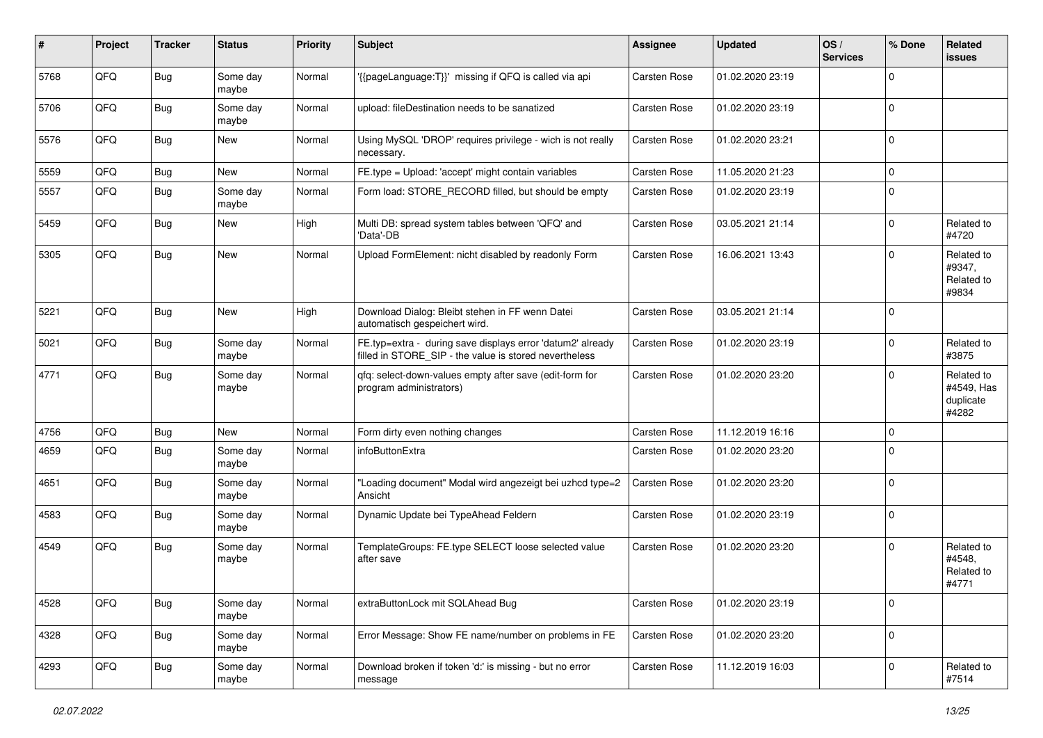| # | Project | Tracker | Status | Priority | Subject | Assignee | Updated | OS / Services | % Done | Related issues |
|---|---|---|---|---|---|---|---|---|---|---|
| 5768 | QFQ | Bug | Some day maybe | Normal | '{{pageLanguage:T}}' missing if QFQ is called via api | Carsten Rose | 01.02.2020 23:19 | | 0 | |
| 5706 | QFQ | Bug | Some day maybe | Normal | upload: fileDestination needs to be sanatized | Carsten Rose | 01.02.2020 23:19 | | 0 | |
| 5576 | QFQ | Bug | New | Normal | Using MySQL 'DROP' requires privilege - wich is not really necessary. | Carsten Rose | 01.02.2020 23:21 | | 0 | |
| 5559 | QFQ | Bug | New | Normal | FE.type = Upload: 'accept' might contain variables | Carsten Rose | 11.05.2020 21:23 | | 0 | |
| 5557 | QFQ | Bug | Some day maybe | Normal | Form load: STORE_RECORD filled, but should be empty | Carsten Rose | 01.02.2020 23:19 | | 0 | |
| 5459 | QFQ | Bug | New | High | Multi DB: spread system tables between 'QFQ' and 'Data'-DB | Carsten Rose | 03.05.2021 21:14 | | 0 | Related to #4720 |
| 5305 | QFQ | Bug | New | Normal | Upload FormElement: nicht disabled by readonly Form | Carsten Rose | 16.06.2021 13:43 | | 0 | Related to #9347, Related to #9834 |
| 5221 | QFQ | Bug | New | High | Download Dialog: Bleibt stehen in FF wenn Datei automatisch gespeichert wird. | Carsten Rose | 03.05.2021 21:14 | | 0 | |
| 5021 | QFQ | Bug | Some day maybe | Normal | FE.typ=extra - during save displays error 'datum2' already filled in STORE_SIP - the value is stored nevertheless | Carsten Rose | 01.02.2020 23:19 | | 0 | Related to #3875 |
| 4771 | QFQ | Bug | Some day maybe | Normal | qfq: select-down-values empty after save (edit-form for program administrators) | Carsten Rose | 01.02.2020 23:20 | | 0 | Related to #4549, Has duplicate #4282 |
| 4756 | QFQ | Bug | New | Normal | Form dirty even nothing changes | Carsten Rose | 11.12.2019 16:16 | | 0 | |
| 4659 | QFQ | Bug | Some day maybe | Normal | infoButtonExtra | Carsten Rose | 01.02.2020 23:20 | | 0 | |
| 4651 | QFQ | Bug | Some day maybe | Normal | "Loading document" Modal wird angezeigt bei uzhcd type=2 Ansicht | Carsten Rose | 01.02.2020 23:20 | | 0 | |
| 4583 | QFQ | Bug | Some day maybe | Normal | Dynamic Update bei TypeAhead Feldern | Carsten Rose | 01.02.2020 23:19 | | 0 | |
| 4549 | QFQ | Bug | Some day maybe | Normal | TemplateGroups: FE.type SELECT loose selected value after save | Carsten Rose | 01.02.2020 23:20 | | 0 | Related to #4548, Related to #4771 |
| 4528 | QFQ | Bug | Some day maybe | Normal | extraButtonLock mit SQLAhead Bug | Carsten Rose | 01.02.2020 23:19 | | 0 | |
| 4328 | QFQ | Bug | Some day maybe | Normal | Error Message: Show FE name/number on problems in FE | Carsten Rose | 01.02.2020 23:20 | | 0 | |
| 4293 | QFQ | Bug | Some day maybe | Normal | Download broken if token 'd:' is missing - but no error message | Carsten Rose | 11.12.2019 16:03 | | 0 | Related to #7514 |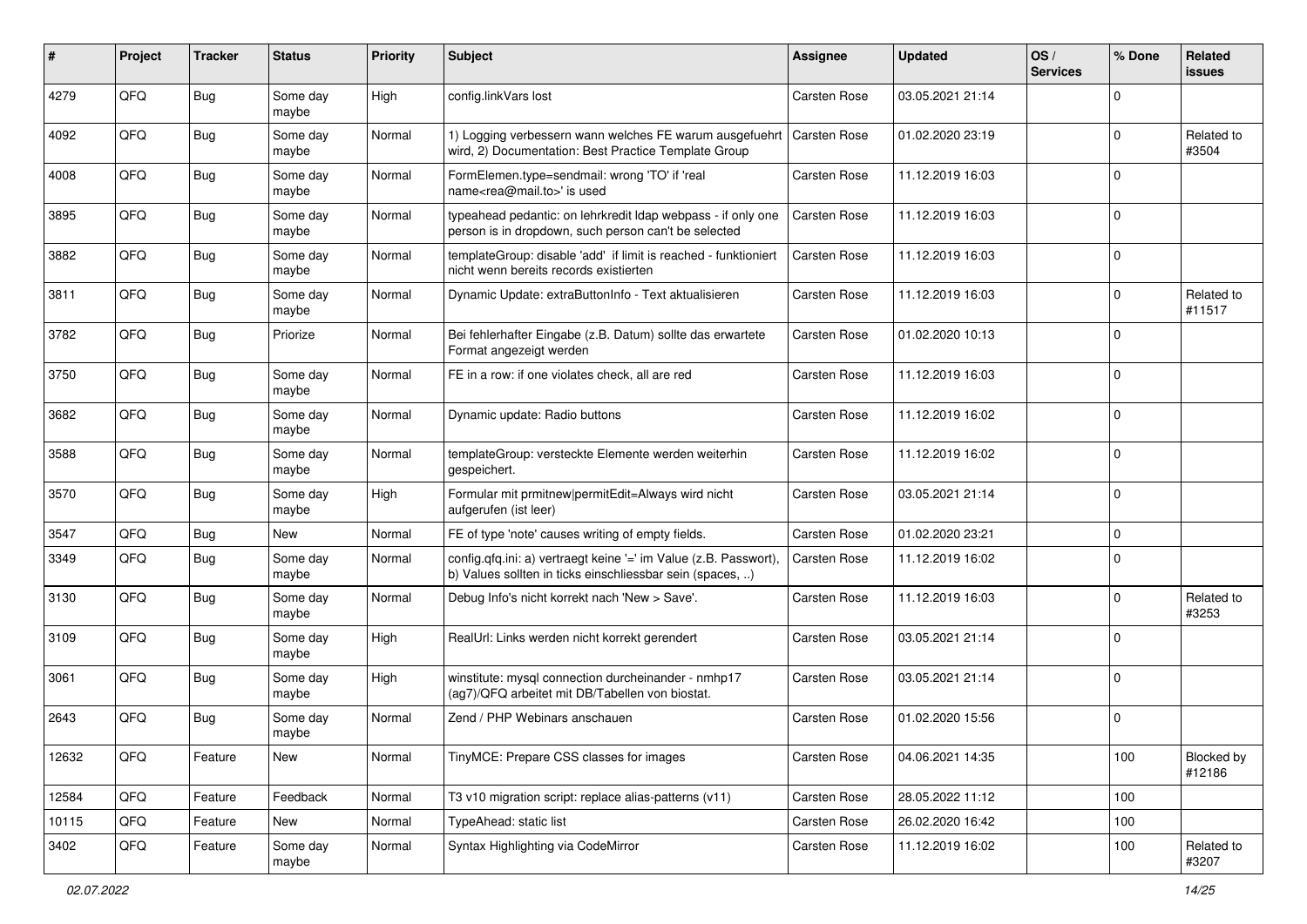| # | Project | Tracker | Status | Priority | Subject | Assignee | Updated | OS / Services | % Done | Related issues |
|---|---|---|---|---|---|---|---|---|---|---|
| 4279 | QFQ | Bug | Some day maybe | High | config.linkVars lost | Carsten Rose | 03.05.2021 21:14 | | 0 | |
| 4092 | QFQ | Bug | Some day maybe | Normal | 1) Logging verbessern wann welches FE warum ausgefuehrt wird, 2) Documentation: Best Practice Template Group | Carsten Rose | 01.02.2020 23:19 | | 0 | Related to #3504 |
| 4008 | QFQ | Bug | Some day maybe | Normal | FormElemen.type=sendmail: wrong 'TO' if 'real name<rea@mail.to>' is used | Carsten Rose | 11.12.2019 16:03 | | 0 | |
| 3895 | QFQ | Bug | Some day maybe | Normal | typeahead pedantic: on lehrkredit ldap webpass - if only one person is in dropdown, such person can't be selected | Carsten Rose | 11.12.2019 16:03 | | 0 | |
| 3882 | QFQ | Bug | Some day maybe | Normal | templateGroup: disable 'add' if limit is reached - funktioniert nicht wenn bereits records existierten | Carsten Rose | 11.12.2019 16:03 | | 0 | |
| 3811 | QFQ | Bug | Some day maybe | Normal | Dynamic Update: extraButtonInfo - Text aktualisieren | Carsten Rose | 11.12.2019 16:03 | | 0 | Related to #11517 |
| 3782 | QFQ | Bug | Priorize | Normal | Bei fehlerhafter Eingabe (z.B. Datum) sollte das erwartete Format angezeigt werden | Carsten Rose | 01.02.2020 10:13 | | 0 | |
| 3750 | QFQ | Bug | Some day maybe | Normal | FE in a row: if one violates check, all are red | Carsten Rose | 11.12.2019 16:03 | | 0 | |
| 3682 | QFQ | Bug | Some day maybe | Normal | Dynamic update: Radio buttons | Carsten Rose | 11.12.2019 16:02 | | 0 | |
| 3588 | QFQ | Bug | Some day maybe | Normal | templateGroup: versteckte Elemente werden weiterhin gespeichert. | Carsten Rose | 11.12.2019 16:02 | | 0 | |
| 3570 | QFQ | Bug | Some day maybe | High | Formular mit prmitnew\|permitEdit=Always wird nicht aufgerufen (ist leer) | Carsten Rose | 03.05.2021 21:14 | | 0 | |
| 3547 | QFQ | Bug | New | Normal | FE of type 'note' causes writing of empty fields. | Carsten Rose | 01.02.2020 23:21 | | 0 | |
| 3349 | QFQ | Bug | Some day maybe | Normal | config.qfq.ini: a) vertraegt keine '=' im Value (z.B. Passwort), b) Values sollten in ticks einschliessbar sein (spaces, ..) | Carsten Rose | 11.12.2019 16:02 | | 0 | |
| 3130 | QFQ | Bug | Some day maybe | Normal | Debug Info's nicht korrekt nach 'New > Save'. | Carsten Rose | 11.12.2019 16:03 | | 0 | Related to #3253 |
| 3109 | QFQ | Bug | Some day maybe | High | RealUrl: Links werden nicht korrekt gerendert | Carsten Rose | 03.05.2021 21:14 | | 0 | |
| 3061 | QFQ | Bug | Some day maybe | High | winstitute: mysql connection durcheinander - nmhp17 (ag7)/QFQ arbeitet mit DB/Tabellen von biostat. | Carsten Rose | 03.05.2021 21:14 | | 0 | |
| 2643 | QFQ | Bug | Some day maybe | Normal | Zend / PHP Webinars anschauen | Carsten Rose | 01.02.2020 15:56 | | 0 | |
| 12632 | QFQ | Feature | New | Normal | TinyMCE: Prepare CSS classes for images | Carsten Rose | 04.06.2021 14:35 | | 100 | Blocked by #12186 |
| 12584 | QFQ | Feature | Feedback | Normal | T3 v10 migration script: replace alias-patterns (v11) | Carsten Rose | 28.05.2022 11:12 | | 100 | |
| 10115 | QFQ | Feature | New | Normal | TypeAhead: static list | Carsten Rose | 26.02.2020 16:42 | | 100 | |
| 3402 | QFQ | Feature | Some day maybe | Normal | Syntax Highlighting via CodeMirror | Carsten Rose | 11.12.2019 16:02 | | 100 | Related to #3207 |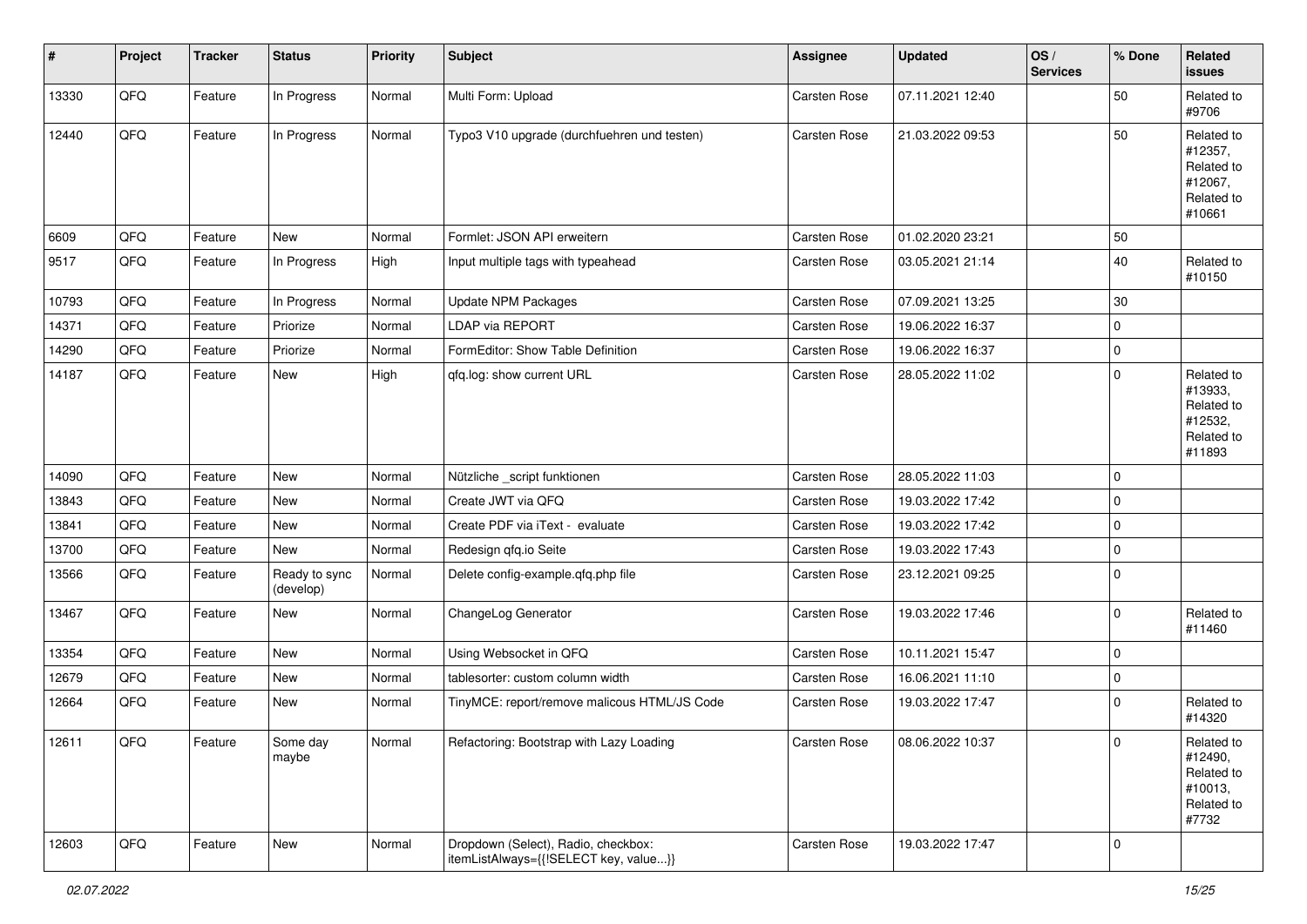| # | Project | Tracker | Status | Priority | Subject | Assignee | Updated | OS / Services | % Done | Related issues |
|---|---|---|---|---|---|---|---|---|---|---|
| 13330 | QFQ | Feature | In Progress | Normal | Multi Form: Upload | Carsten Rose | 07.11.2021 12:40 | | 50 | Related to #9706 |
| 12440 | QFQ | Feature | In Progress | Normal | Typo3 V10 upgrade (durchfuehren und testen) | Carsten Rose | 21.03.2022 09:53 | | 50 | Related to #12357, Related to #12067, Related to #10661 |
| 6609 | QFQ | Feature | New | Normal | Formlet: JSON API erweitern | Carsten Rose | 01.02.2020 23:21 | | 50 | |
| 9517 | QFQ | Feature | In Progress | High | Input multiple tags with typeahead | Carsten Rose | 03.05.2021 21:14 | | 40 | Related to #10150 |
| 10793 | QFQ | Feature | In Progress | Normal | Update NPM Packages | Carsten Rose | 07.09.2021 13:25 | | 30 | |
| 14371 | QFQ | Feature | Priorize | Normal | LDAP via REPORT | Carsten Rose | 19.06.2022 16:37 | | 0 | |
| 14290 | QFQ | Feature | Priorize | Normal | FormEditor: Show Table Definition | Carsten Rose | 19.06.2022 16:37 | | 0 | |
| 14187 | QFQ | Feature | New | High | qfq.log: show current URL | Carsten Rose | 28.05.2022 11:02 | | 0 | Related to #13933, Related to #12532, Related to #11893 |
| 14090 | QFQ | Feature | New | Normal | Nützliche _script funktionen | Carsten Rose | 28.05.2022 11:03 | | 0 | |
| 13843 | QFQ | Feature | New | Normal | Create JWT via QFQ | Carsten Rose | 19.03.2022 17:42 | | 0 | |
| 13841 | QFQ | Feature | New | Normal | Create PDF via iText - evaluate | Carsten Rose | 19.03.2022 17:42 | | 0 | |
| 13700 | QFQ | Feature | New | Normal | Redesign qfq.io Seite | Carsten Rose | 19.03.2022 17:43 | | 0 | |
| 13566 | QFQ | Feature | Ready to sync (develop) | Normal | Delete config-example.qfq.php file | Carsten Rose | 23.12.2021 09:25 | | 0 | |
| 13467 | QFQ | Feature | New | Normal | ChangeLog Generator | Carsten Rose | 19.03.2022 17:46 | | 0 | Related to #11460 |
| 13354 | QFQ | Feature | New | Normal | Using Websocket in QFQ | Carsten Rose | 10.11.2021 15:47 | | 0 | |
| 12679 | QFQ | Feature | New | Normal | tablesorter: custom column width | Carsten Rose | 16.06.2021 11:10 | | 0 | |
| 12664 | QFQ | Feature | New | Normal | TinyMCE: report/remove malicous HTML/JS Code | Carsten Rose | 19.03.2022 17:47 | | 0 | Related to #14320 |
| 12611 | QFQ | Feature | Some day maybe | Normal | Refactoring: Bootstrap with Lazy Loading | Carsten Rose | 08.06.2022 10:37 | | 0 | Related to #12490, Related to #10013, Related to #7732 |
| 12603 | QFQ | Feature | New | Normal | Dropdown (Select), Radio, checkbox: itemListAlways={{!SELECT key, value...}} | Carsten Rose | 19.03.2022 17:47 | | 0 | |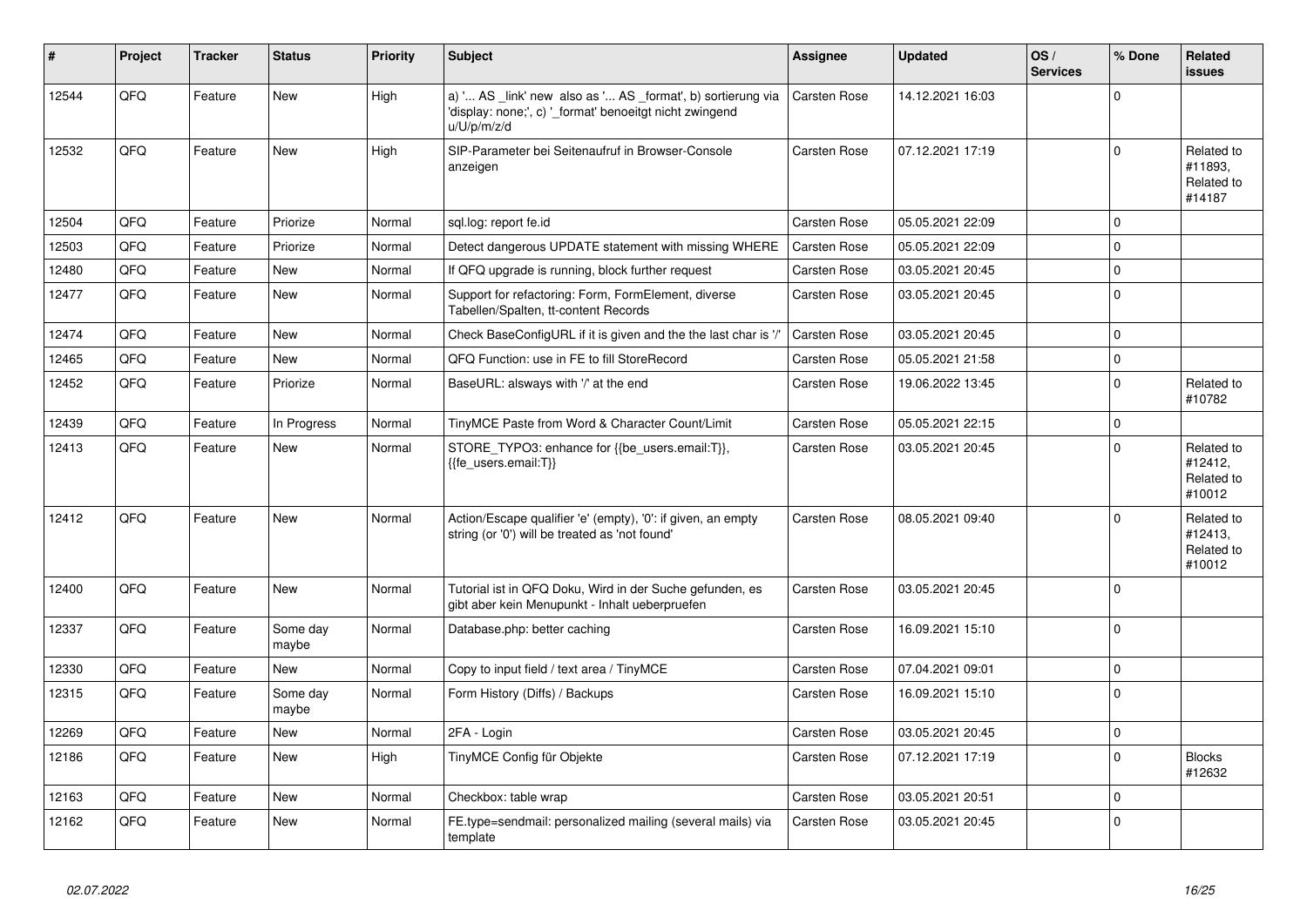| # | Project | Tracker | Status | Priority | Subject | Assignee | Updated | OS / Services | % Done | Related issues |
|---|---|---|---|---|---|---|---|---|---|---|
| 12544 | QFQ | Feature | New | High | a) '... AS _link' new also as '... AS _format', b) sortierung via 'display: none;', c) '_format' benoeitgt nicht zwingend u/U/p/m/z/d | Carsten Rose | 14.12.2021 16:03 | | 0 | |
| 12532 | QFQ | Feature | New | High | SIP-Parameter bei Seitenaufruf in Browser-Console anzeigen | Carsten Rose | 07.12.2021 17:19 | | 0 | Related to #11893, Related to #14187 |
| 12504 | QFQ | Feature | Priorize | Normal | sql.log: report fe.id | Carsten Rose | 05.05.2021 22:09 | | 0 | |
| 12503 | QFQ | Feature | Priorize | Normal | Detect dangerous UPDATE statement with missing WHERE | Carsten Rose | 05.05.2021 22:09 | | 0 | |
| 12480 | QFQ | Feature | New | Normal | If QFQ upgrade is running, block further request | Carsten Rose | 03.05.2021 20:45 | | 0 | |
| 12477 | QFQ | Feature | New | Normal | Support for refactoring: Form, FormElement, diverse Tabellen/Spalten, tt-content Records | Carsten Rose | 03.05.2021 20:45 | | 0 | |
| 12474 | QFQ | Feature | New | Normal | Check BaseConfigURL if it is given and the the last char is '/' | Carsten Rose | 03.05.2021 20:45 | | 0 | |
| 12465 | QFQ | Feature | New | Normal | QFQ Function: use in FE to fill StoreRecord | Carsten Rose | 05.05.2021 21:58 | | 0 | |
| 12452 | QFQ | Feature | Priorize | Normal | BaseURL: alsways with '/' at the end | Carsten Rose | 19.06.2022 13:45 | | 0 | Related to #10782 |
| 12439 | QFQ | Feature | In Progress | Normal | TinyMCE Paste from Word & Character Count/Limit | Carsten Rose | 05.05.2021 22:15 | | 0 | |
| 12413 | QFQ | Feature | New | Normal | STORE_TYPO3: enhance for {{be_users.email:T}}, {{fe_users.email:T}} | Carsten Rose | 03.05.2021 20:45 | | 0 | Related to #12412, Related to #10012 |
| 12412 | QFQ | Feature | New | Normal | Action/Escape qualifier 'e' (empty), '0': if given, an empty string (or '0') will be treated as 'not found' | Carsten Rose | 08.05.2021 09:40 | | 0 | Related to #12413, Related to #10012 |
| 12400 | QFQ | Feature | New | Normal | Tutorial ist in QFQ Doku, Wird in der Suche gefunden, es gibt aber kein Menupunkt - Inhalt ueberpruefen | Carsten Rose | 03.05.2021 20:45 | | 0 | |
| 12337 | QFQ | Feature | Some day maybe | Normal | Database.php: better caching | Carsten Rose | 16.09.2021 15:10 | | 0 | |
| 12330 | QFQ | Feature | New | Normal | Copy to input field / text area / TinyMCE | Carsten Rose | 07.04.2021 09:01 | | 0 | |
| 12315 | QFQ | Feature | Some day maybe | Normal | Form History (Diffs) / Backups | Carsten Rose | 16.09.2021 15:10 | | 0 | |
| 12269 | QFQ | Feature | New | Normal | 2FA - Login | Carsten Rose | 03.05.2021 20:45 | | 0 | |
| 12186 | QFQ | Feature | New | High | TinyMCE Config für Objekte | Carsten Rose | 07.12.2021 17:19 | | 0 | Blocks #12632 |
| 12163 | QFQ | Feature | New | Normal | Checkbox: table wrap | Carsten Rose | 03.05.2021 20:51 | | 0 | |
| 12162 | QFQ | Feature | New | Normal | FE.type=sendmail: personalized mailing (several mails) via template | Carsten Rose | 03.05.2021 20:45 | | 0 | |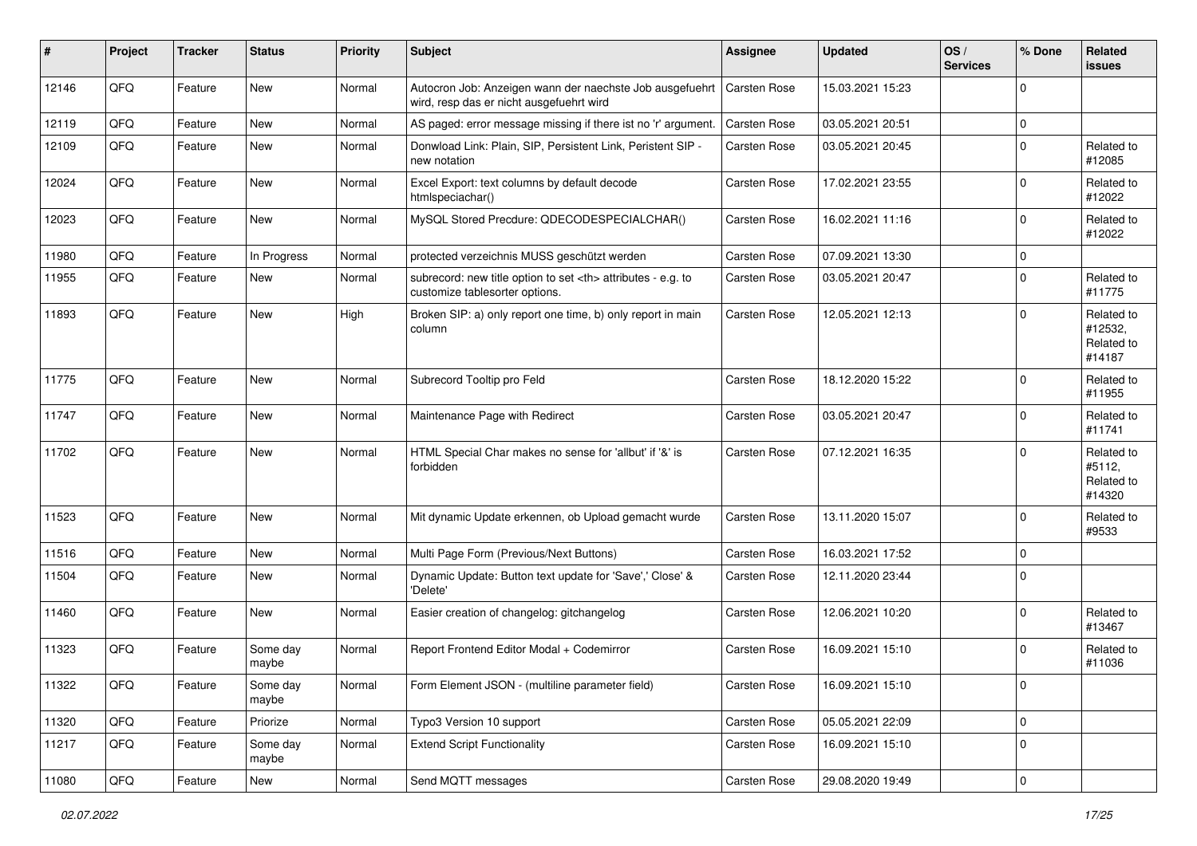| # | Project | Tracker | Status | Priority | Subject | Assignee | Updated | OS / Services | % Done | Related issues |
|---|---|---|---|---|---|---|---|---|---|---|
| 12146 | QFQ | Feature | New | Normal | Autocron Job: Anzeigen wann der naechste Job ausgefuehrt wird, resp das er nicht ausgefuehrt wird | Carsten Rose | 15.03.2021 15:23 | | 0 | |
| 12119 | QFQ | Feature | New | Normal | AS paged: error message missing if there ist no 'r' argument. | Carsten Rose | 03.05.2021 20:51 | | 0 | |
| 12109 | QFQ | Feature | New | Normal | Donwload Link: Plain, SIP, Persistent Link, Peristent SIP - new notation | Carsten Rose | 03.05.2021 20:45 | | 0 | Related to #12085 |
| 12024 | QFQ | Feature | New | Normal | Excel Export: text columns by default decode htmlspeciachar() | Carsten Rose | 17.02.2021 23:55 | | 0 | Related to #12022 |
| 12023 | QFQ | Feature | New | Normal | MySQL Stored Precdure: QDECODESPECIALCHAR() | Carsten Rose | 16.02.2021 11:16 | | 0 | Related to #12022 |
| 11980 | QFQ | Feature | In Progress | Normal | protected verzeichnis MUSS geschützt werden | Carsten Rose | 07.09.2021 13:30 | | 0 | |
| 11955 | QFQ | Feature | New | Normal | subrecord: new title option to set <th> attributes - e.g. to customize tablesorter options. | Carsten Rose | 03.05.2021 20:47 | | 0 | Related to #11775 |
| 11893 | QFQ | Feature | New | High | Broken SIP: a) only report one time, b) only report in main column | Carsten Rose | 12.05.2021 12:13 | | 0 | Related to #12532, Related to #14187 |
| 11775 | QFQ | Feature | New | Normal | Subrecord Tooltip pro Feld | Carsten Rose | 18.12.2020 15:22 | | 0 | Related to #11955 |
| 11747 | QFQ | Feature | New | Normal | Maintenance Page with Redirect | Carsten Rose | 03.05.2021 20:47 | | 0 | Related to #11741 |
| 11702 | QFQ | Feature | New | Normal | HTML Special Char makes no sense for 'allbut' if '&' is forbidden | Carsten Rose | 07.12.2021 16:35 | | 0 | Related to #5112, Related to #14320 |
| 11523 | QFQ | Feature | New | Normal | Mit dynamic Update erkennen, ob Upload gemacht wurde | Carsten Rose | 13.11.2020 15:07 | | 0 | Related to #9533 |
| 11516 | QFQ | Feature | New | Normal | Multi Page Form (Previous/Next Buttons) | Carsten Rose | 16.03.2021 17:52 | | 0 | |
| 11504 | QFQ | Feature | New | Normal | Dynamic Update: Button text update for 'Save',' Close' & 'Delete' | Carsten Rose | 12.11.2020 23:44 | | 0 | |
| 11460 | QFQ | Feature | New | Normal | Easier creation of changelog: gitchangelog | Carsten Rose | 12.06.2021 10:20 | | 0 | Related to #13467 |
| 11323 | QFQ | Feature | Some day maybe | Normal | Report Frontend Editor Modal + Codemirror | Carsten Rose | 16.09.2021 15:10 | | 0 | Related to #11036 |
| 11322 | QFQ | Feature | Some day maybe | Normal | Form Element JSON - (multiline parameter field) | Carsten Rose | 16.09.2021 15:10 | | 0 | |
| 11320 | QFQ | Feature | Priorize | Normal | Typo3 Version 10 support | Carsten Rose | 05.05.2021 22:09 | | 0 | |
| 11217 | QFQ | Feature | Some day maybe | Normal | Extend Script Functionality | Carsten Rose | 16.09.2021 15:10 | | 0 | |
| 11080 | QFQ | Feature | New | Normal | Send MQTT messages | Carsten Rose | 29.08.2020 19:49 | | 0 | |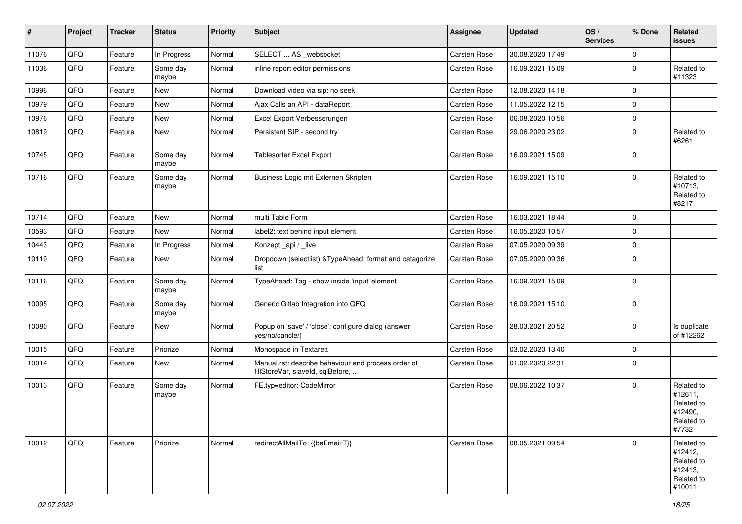| # | Project | Tracker | Status | Priority | Subject | Assignee | Updated | OS / Services | % Done | Related issues |
|---|---|---|---|---|---|---|---|---|---|---|
| 11076 | QFQ | Feature | In Progress | Normal | SELECT ... AS _websocket | Carsten Rose | 30.08.2020 17:49 | | 0 | |
| 11036 | QFQ | Feature | Some day maybe | Normal | inline report editor permissions | Carsten Rose | 16.09.2021 15:09 | | 0 | Related to #11323 |
| 10996 | QFQ | Feature | New | Normal | Download video via sip: no seek | Carsten Rose | 12.08.2020 14:18 | | 0 | |
| 10979 | QFQ | Feature | New | Normal | Ajax Calls an API - dataReport | Carsten Rose | 11.05.2022 12:15 | | 0 | |
| 10976 | QFQ | Feature | New | Normal | Excel Export Verbesserungen | Carsten Rose | 06.08.2020 10:56 | | 0 | |
| 10819 | QFQ | Feature | New | Normal | Persistent SIP - second try | Carsten Rose | 29.06.2020 23:02 | | 0 | Related to #6261 |
| 10745 | QFQ | Feature | Some day maybe | Normal | Tablesorter Excel Export | Carsten Rose | 16.09.2021 15:09 | | 0 | |
| 10716 | QFQ | Feature | Some day maybe | Normal | Business Logic mit Externen Skripten | Carsten Rose | 16.09.2021 15:10 | | 0 | Related to #10713, Related to #8217 |
| 10714 | QFQ | Feature | New | Normal | multi Table Form | Carsten Rose | 16.03.2021 18:44 | | 0 | |
| 10593 | QFQ | Feature | New | Normal | label2: text behind input element | Carsten Rose | 16.05.2020 10:57 | | 0 | |
| 10443 | QFQ | Feature | In Progress | Normal | Konzept _api / _live | Carsten Rose | 07.05.2020 09:39 | | 0 | |
| 10119 | QFQ | Feature | New | Normal | Dropdown (selectlist) &TypeAhead: format and catagorize list | Carsten Rose | 07.05.2020 09:36 | | 0 | |
| 10116 | QFQ | Feature | Some day maybe | Normal | TypeAhead: Tag - show inside 'input' element | Carsten Rose | 16.09.2021 15:09 | | 0 | |
| 10095 | QFQ | Feature | Some day maybe | Normal | Generic Gitlab Integration into QFQ | Carsten Rose | 16.09.2021 15:10 | | 0 | |
| 10080 | QFQ | Feature | New | Normal | Popup on 'save' / 'close': configure dialog (answer yes/no/cancle/) | Carsten Rose | 28.03.2021 20:52 | | 0 | Is duplicate of #12262 |
| 10015 | QFQ | Feature | Priorize | Normal | Monospace in Textarea | Carsten Rose | 03.02.2020 13:40 | | 0 | |
| 10014 | QFQ | Feature | New | Normal | Manual.rst: describe behaviour and process order of fillStoreVar, slaveId, sqlBefore, .. | Carsten Rose | 01.02.2020 22:31 | | 0 | |
| 10013 | QFQ | Feature | Some day maybe | Normal | FE.typ=editor: CodeMirror | Carsten Rose | 08.06.2022 10:37 | | 0 | Related to #12611, Related to #12490, Related to #7732 |
| 10012 | QFQ | Feature | Priorize | Normal | redirectAllMailTo: {{beEmail:T}} | Carsten Rose | 08.05.2021 09:54 | | 0 | Related to #12412, Related to #12413, Related to #10011 |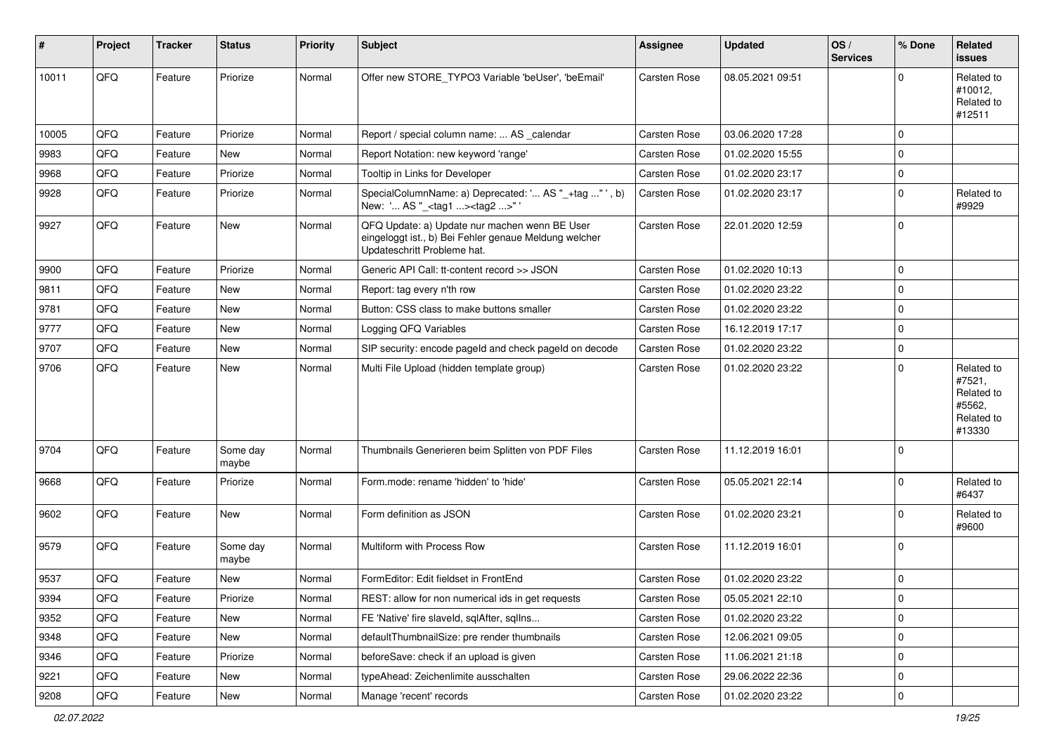| # | Project | Tracker | Status | Priority | Subject | Assignee | Updated | OS / Services | % Done | Related issues |
|---|---|---|---|---|---|---|---|---|---|---|
| 10011 | QFQ | Feature | Priorize | Normal | Offer new STORE_TYPO3 Variable 'beUser', 'beEmail' | Carsten Rose | 08.05.2021 09:51 | | 0 | Related to #10012, Related to #12511 |
| 10005 | QFQ | Feature | Priorize | Normal | Report / special column name: ... AS _calendar | Carsten Rose | 03.06.2020 17:28 | | 0 | |
| 9983 | QFQ | Feature | New | Normal | Report Notation: new keyword 'range' | Carsten Rose | 01.02.2020 15:55 | | 0 | |
| 9968 | QFQ | Feature | Priorize | Normal | Tooltip in Links for Developer | Carsten Rose | 01.02.2020 23:17 | | 0 | |
| 9928 | QFQ | Feature | Priorize | Normal | SpecialColumnName: a) Deprecated: '... AS "_+tag ..." ', b) New: '... AS "_<tag1 ...><tag2 ...>" ' | Carsten Rose | 01.02.2020 23:17 | | 0 | Related to #9929 |
| 9927 | QFQ | Feature | New | Normal | QFQ Update: a) Update nur machen wenn BE User eingeloggt ist., b) Bei Fehler genaue Meldung welcher Updateschritt Probleme hat. | Carsten Rose | 22.01.2020 12:59 | | 0 | |
| 9900 | QFQ | Feature | Priorize | Normal | Generic API Call: tt-content record >> JSON | Carsten Rose | 01.02.2020 10:13 | | 0 | |
| 9811 | QFQ | Feature | New | Normal | Report: tag every n'th row | Carsten Rose | 01.02.2020 23:22 | | 0 | |
| 9781 | QFQ | Feature | New | Normal | Button: CSS class to make buttons smaller | Carsten Rose | 01.02.2020 23:22 | | 0 | |
| 9777 | QFQ | Feature | New | Normal | Logging QFQ Variables | Carsten Rose | 16.12.2019 17:17 | | 0 | |
| 9707 | QFQ | Feature | New | Normal | SIP security: encode pageId and check pageId on decode | Carsten Rose | 01.02.2020 23:22 | | 0 | |
| 9706 | QFQ | Feature | New | Normal | Multi File Upload (hidden template group) | Carsten Rose | 01.02.2020 23:22 | | 0 | Related to #7521, Related to #5562, Related to #13330 |
| 9704 | QFQ | Feature | Some day maybe | Normal | Thumbnails Generieren beim Splitten von PDF Files | Carsten Rose | 11.12.2019 16:01 | | 0 | |
| 9668 | QFQ | Feature | Priorize | Normal | Form.mode: rename 'hidden' to 'hide' | Carsten Rose | 05.05.2021 22:14 | | 0 | Related to #6437 |
| 9602 | QFQ | Feature | New | Normal | Form definition as JSON | Carsten Rose | 01.02.2020 23:21 | | 0 | Related to #9600 |
| 9579 | QFQ | Feature | Some day maybe | Normal | Multiform with Process Row | Carsten Rose | 11.12.2019 16:01 | | 0 | |
| 9537 | QFQ | Feature | New | Normal | FormEditor: Edit fieldset in FrontEnd | Carsten Rose | 01.02.2020 23:22 | | 0 | |
| 9394 | QFQ | Feature | Priorize | Normal | REST: allow for non numerical ids in get requests | Carsten Rose | 05.05.2021 22:10 | | 0 | |
| 9352 | QFQ | Feature | New | Normal | FE 'Native' fire slaveId, sqlAfter, sqlIns... | Carsten Rose | 01.02.2020 23:22 | | 0 | |
| 9348 | QFQ | Feature | New | Normal | defaultThumbnailSize: pre render thumbnails | Carsten Rose | 12.06.2021 09:05 | | 0 | |
| 9346 | QFQ | Feature | Priorize | Normal | beforeSave: check if an upload is given | Carsten Rose | 11.06.2021 21:18 | | 0 | |
| 9221 | QFQ | Feature | New | Normal | typeAhead: Zeichenlimite ausschalten | Carsten Rose | 29.06.2022 22:36 | | 0 | |
| 9208 | QFQ | Feature | New | Normal | Manage 'recent' records | Carsten Rose | 01.02.2020 23:22 | | 0 | |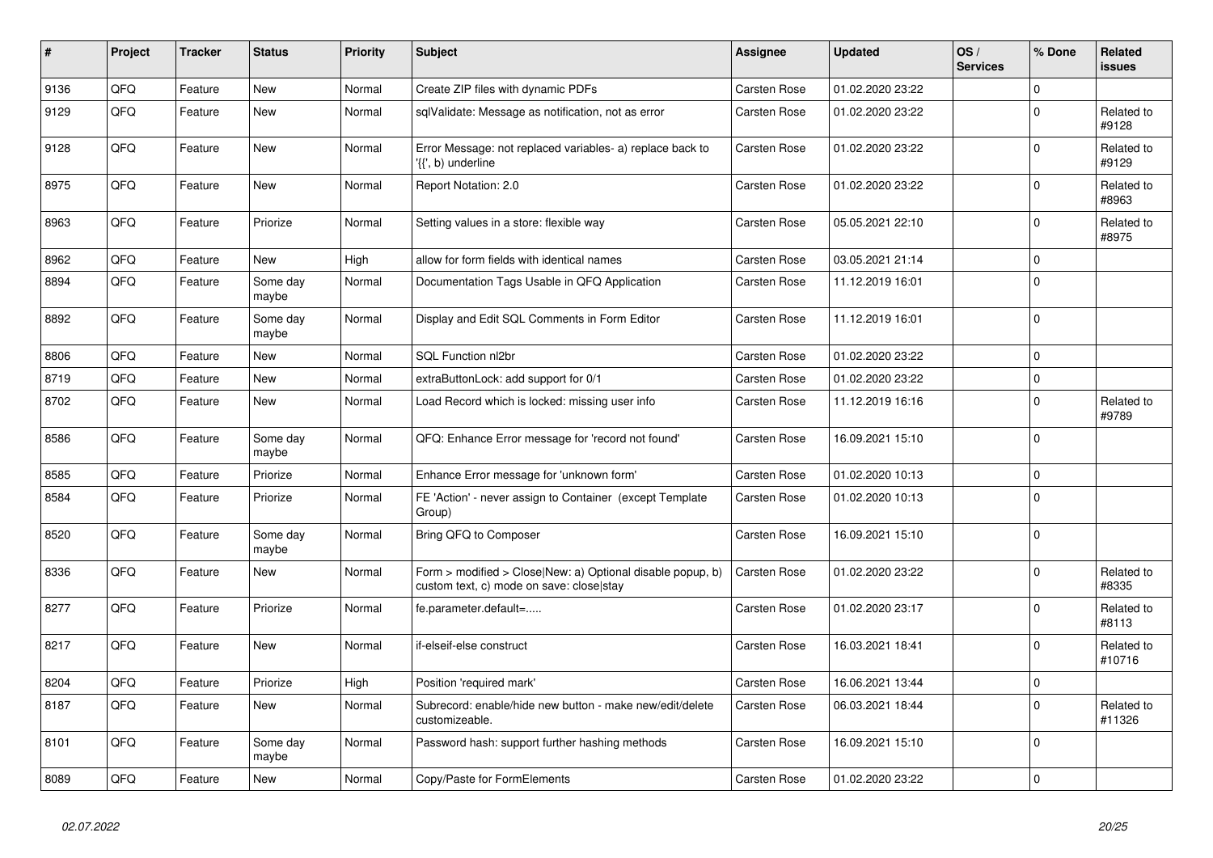| # | Project | Tracker | Status | Priority | Subject | Assignee | Updated | OS / Services | % Done | Related issues |
|---|---|---|---|---|---|---|---|---|---|---|
| 9136 | QFQ | Feature | New | Normal | Create ZIP files with dynamic PDFs | Carsten Rose | 01.02.2020 23:22 | | 0 | |
| 9129 | QFQ | Feature | New | Normal | sqlValidate: Message as notification, not as error | Carsten Rose | 01.02.2020 23:22 | | 0 | Related to #9128 |
| 9128 | QFQ | Feature | New | Normal | Error Message: not replaced variables- a) replace back to '{{', b) underline | Carsten Rose | 01.02.2020 23:22 | | 0 | Related to #9129 |
| 8975 | QFQ | Feature | New | Normal | Report Notation: 2.0 | Carsten Rose | 01.02.2020 23:22 | | 0 | Related to #8963 |
| 8963 | QFQ | Feature | Priorize | Normal | Setting values in a store: flexible way | Carsten Rose | 05.05.2021 22:10 | | 0 | Related to #8975 |
| 8962 | QFQ | Feature | New | High | allow for form fields with identical names | Carsten Rose | 03.05.2021 21:14 | | 0 | |
| 8894 | QFQ | Feature | Some day maybe | Normal | Documentation Tags Usable in QFQ Application | Carsten Rose | 11.12.2019 16:01 | | 0 | |
| 8892 | QFQ | Feature | Some day maybe | Normal | Display and Edit SQL Comments in Form Editor | Carsten Rose | 11.12.2019 16:01 | | 0 | |
| 8806 | QFQ | Feature | New | Normal | SQL Function nl2br | Carsten Rose | 01.02.2020 23:22 | | 0 | |
| 8719 | QFQ | Feature | New | Normal | extraButtonLock: add support for 0/1 | Carsten Rose | 01.02.2020 23:22 | | 0 | |
| 8702 | QFQ | Feature | New | Normal | Load Record which is locked: missing user info | Carsten Rose | 11.12.2019 16:16 | | 0 | Related to #9789 |
| 8586 | QFQ | Feature | Some day maybe | Normal | QFQ: Enhance Error message for 'record not found' | Carsten Rose | 16.09.2021 15:10 | | 0 | |
| 8585 | QFQ | Feature | Priorize | Normal | Enhance Error message for 'unknown form' | Carsten Rose | 01.02.2020 10:13 | | 0 | |
| 8584 | QFQ | Feature | Priorize | Normal | FE 'Action' - never assign to Container (except Template Group) | Carsten Rose | 01.02.2020 10:13 | | 0 | |
| 8520 | QFQ | Feature | Some day maybe | Normal | Bring QFQ to Composer | Carsten Rose | 16.09.2021 15:10 | | 0 | |
| 8336 | QFQ | Feature | New | Normal | Form > modified > Close\|New: a) Optional disable popup, b) custom text, c) mode on save: close\|stay | Carsten Rose | 01.02.2020 23:22 | | 0 | Related to #8335 |
| 8277 | QFQ | Feature | Priorize | Normal | fe.parameter.default=..... | Carsten Rose | 01.02.2020 23:17 | | 0 | Related to #8113 |
| 8217 | QFQ | Feature | New | Normal | if-elseif-else construct | Carsten Rose | 16.03.2021 18:41 | | 0 | Related to #10716 |
| 8204 | QFQ | Feature | Priorize | High | Position 'required mark' | Carsten Rose | 16.06.2021 13:44 | | 0 | |
| 8187 | QFQ | Feature | New | Normal | Subrecord: enable/hide new button - make new/edit/delete customizeable. | Carsten Rose | 06.03.2021 18:44 | | 0 | Related to #11326 |
| 8101 | QFQ | Feature | Some day maybe | Normal | Password hash: support further hashing methods | Carsten Rose | 16.09.2021 15:10 | | 0 | |
| 8089 | QFQ | Feature | New | Normal | Copy/Paste for FormElements | Carsten Rose | 01.02.2020 23:22 | | 0 | |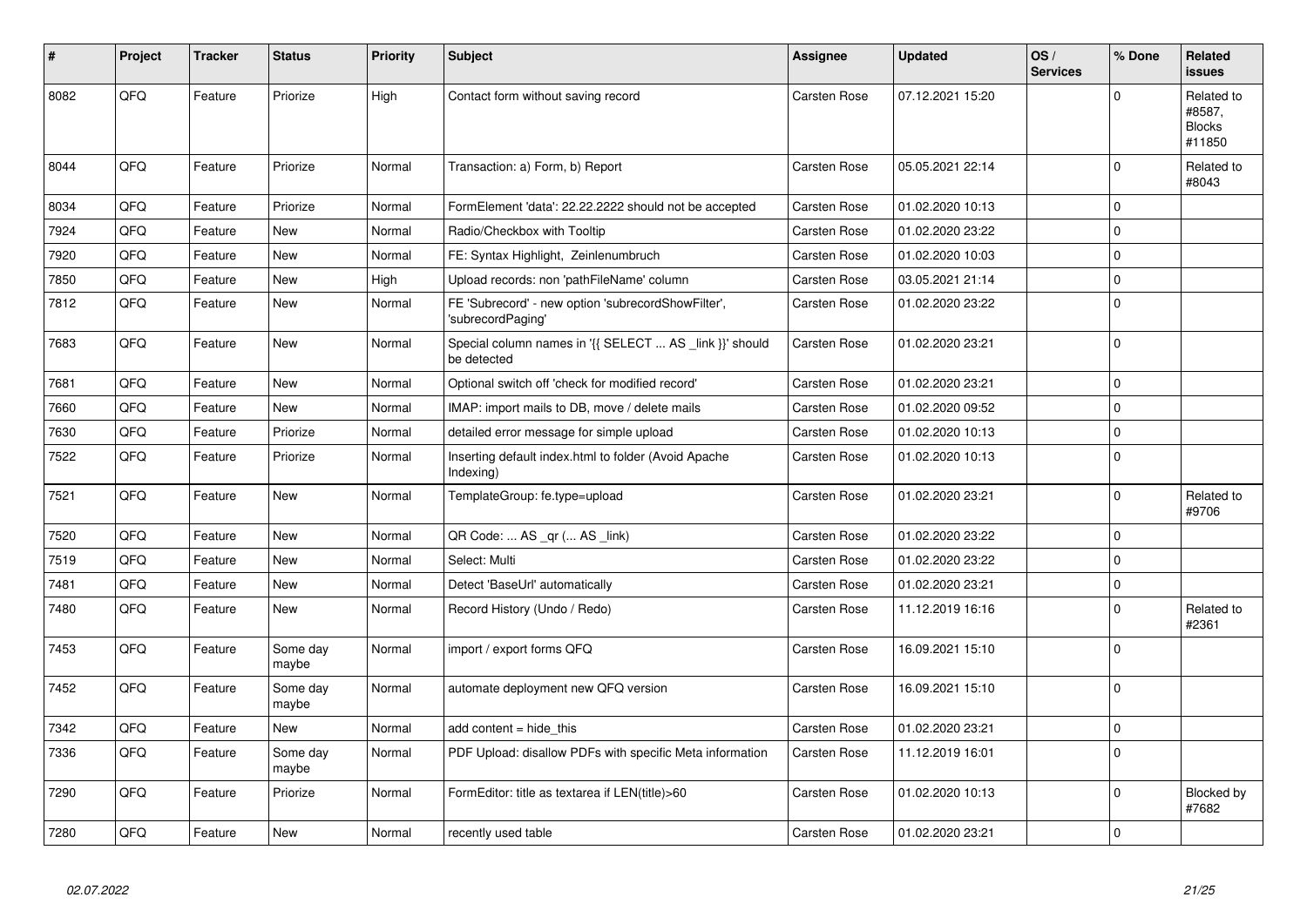| # | Project | Tracker | Status | Priority | Subject | Assignee | Updated | OS / Services | % Done | Related issues |
|---|---|---|---|---|---|---|---|---|---|---|
| 8082 | QFQ | Feature | Priorize | High | Contact form without saving record | Carsten Rose | 07.12.2021 15:20 | | 0 | Related to #8587, Blocks #11850 |
| 8044 | QFQ | Feature | Priorize | Normal | Transaction: a) Form, b) Report | Carsten Rose | 05.05.2021 22:14 | | 0 | Related to #8043 |
| 8034 | QFQ | Feature | Priorize | Normal | FormElement 'data': 22.22.2222 should not be accepted | Carsten Rose | 01.02.2020 10:13 | | 0 | |
| 7924 | QFQ | Feature | New | Normal | Radio/Checkbox with Tooltip | Carsten Rose | 01.02.2020 23:22 | | 0 | |
| 7920 | QFQ | Feature | New | Normal | FE: Syntax Highlight, Zeinlenumbruch | Carsten Rose | 01.02.2020 10:03 | | 0 | |
| 7850 | QFQ | Feature | New | High | Upload records: non 'pathFileName' column | Carsten Rose | 03.05.2021 21:14 | | 0 | |
| 7812 | QFQ | Feature | New | Normal | FE 'Subrecord' - new option 'subrecordShowFilter', 'subrecordPaging' | Carsten Rose | 01.02.2020 23:22 | | 0 | |
| 7683 | QFQ | Feature | New | Normal | Special column names in '{{ SELECT ... AS _link }}' should be detected | Carsten Rose | 01.02.2020 23:21 | | 0 | |
| 7681 | QFQ | Feature | New | Normal | Optional switch off 'check for modified record' | Carsten Rose | 01.02.2020 23:21 | | 0 | |
| 7660 | QFQ | Feature | New | Normal | IMAP: import mails to DB, move / delete mails | Carsten Rose | 01.02.2020 09:52 | | 0 | |
| 7630 | QFQ | Feature | Priorize | Normal | detailed error message for simple upload | Carsten Rose | 01.02.2020 10:13 | | 0 | |
| 7522 | QFQ | Feature | Priorize | Normal | Inserting default index.html to folder (Avoid Apache Indexing) | Carsten Rose | 01.02.2020 10:13 | | 0 | |
| 7521 | QFQ | Feature | New | Normal | TemplateGroup: fe.type=upload | Carsten Rose | 01.02.2020 23:21 | | 0 | Related to #9706 |
| 7520 | QFQ | Feature | New | Normal | QR Code: ... AS _qr (... AS _link) | Carsten Rose | 01.02.2020 23:22 | | 0 | |
| 7519 | QFQ | Feature | New | Normal | Select: Multi | Carsten Rose | 01.02.2020 23:22 | | 0 | |
| 7481 | QFQ | Feature | New | Normal | Detect 'BaseUrl' automatically | Carsten Rose | 01.02.2020 23:21 | | 0 | |
| 7480 | QFQ | Feature | New | Normal | Record History (Undo / Redo) | Carsten Rose | 11.12.2019 16:16 | | 0 | Related to #2361 |
| 7453 | QFQ | Feature | Some day maybe | Normal | import / export forms QFQ | Carsten Rose | 16.09.2021 15:10 | | 0 | |
| 7452 | QFQ | Feature | Some day maybe | Normal | automate deployment new QFQ version | Carsten Rose | 16.09.2021 15:10 | | 0 | |
| 7342 | QFQ | Feature | New | Normal | add content = hide_this | Carsten Rose | 01.02.2020 23:21 | | 0 | |
| 7336 | QFQ | Feature | Some day maybe | Normal | PDF Upload: disallow PDFs with specific Meta information | Carsten Rose | 11.12.2019 16:01 | | 0 | |
| 7290 | QFQ | Feature | Priorize | Normal | FormEditor: title as textarea if LEN(title)>60 | Carsten Rose | 01.02.2020 10:13 | | 0 | Blocked by #7682 |
| 7280 | QFQ | Feature | New | Normal | recently used table | Carsten Rose | 01.02.2020 23:21 | | 0 | |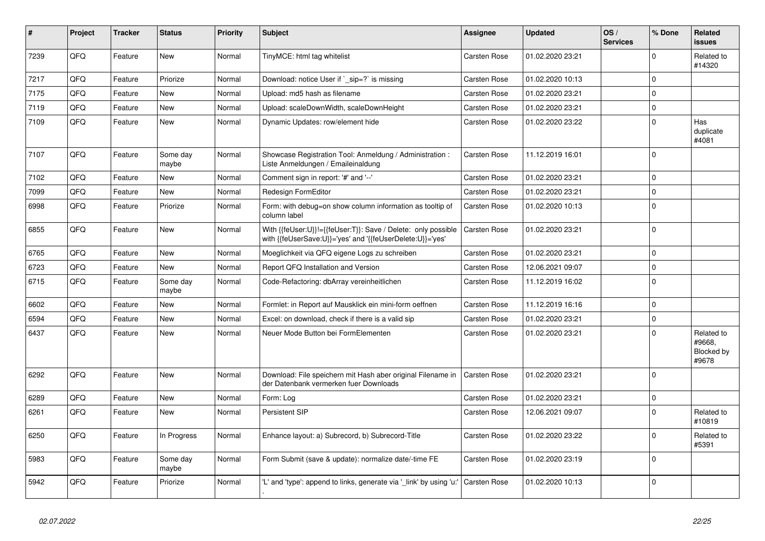| # | Project | Tracker | Status | Priority | Subject | Assignee | Updated | OS / Services | % Done | Related issues |
|---|---|---|---|---|---|---|---|---|---|---|
| 7239 | QFQ | Feature | New | Normal | TinyMCE: html tag whitelist | Carsten Rose | 01.02.2020 23:21 | | 0 | Related to #14320 |
| 7217 | QFQ | Feature | Priorize | Normal | Download: notice User if `_sip=?` is missing | Carsten Rose | 01.02.2020 10:13 | | 0 | |
| 7175 | QFQ | Feature | New | Normal | Upload: md5 hash as filename | Carsten Rose | 01.02.2020 23:21 | | 0 | |
| 7119 | QFQ | Feature | New | Normal | Upload: scaleDownWidth, scaleDownHeight | Carsten Rose | 01.02.2020 23:21 | | 0 | |
| 7109 | QFQ | Feature | New | Normal | Dynamic Updates: row/element hide | Carsten Rose | 01.02.2020 23:22 | | 0 | Has duplicate #4081 |
| 7107 | QFQ | Feature | Some day maybe | Normal | Showcase Registration Tool: Anmeldung / Administration : Liste Anmeldungen / Emaileinaldung | Carsten Rose | 11.12.2019 16:01 | | 0 | |
| 7102 | QFQ | Feature | New | Normal | Comment sign in report: '#' and '--' | Carsten Rose | 01.02.2020 23:21 | | 0 | |
| 7099 | QFQ | Feature | New | Normal | Redesign FormEditor | Carsten Rose | 01.02.2020 23:21 | | 0 | |
| 6998 | QFQ | Feature | Priorize | Normal | Form: with debug=on show column information as tooltip of column label | Carsten Rose | 01.02.2020 10:13 | | 0 | |
| 6855 | QFQ | Feature | New | Normal | With {{feUser:U}}!={{feUser:T}}: Save / Delete: only possible with {{feUserSave:U}}='yes' and '{{feUserDelete:U}}='yes' | Carsten Rose | 01.02.2020 23:21 | | 0 | |
| 6765 | QFQ | Feature | New | Normal | Moeglichkeit via QFQ eigene Logs zu schreiben | Carsten Rose | 01.02.2020 23:21 | | 0 | |
| 6723 | QFQ | Feature | New | Normal | Report QFQ Installation and Version | Carsten Rose | 12.06.2021 09:07 | | 0 | |
| 6715 | QFQ | Feature | Some day maybe | Normal | Code-Refactoring: dbArray vereinheitlichen | Carsten Rose | 11.12.2019 16:02 | | 0 | |
| 6602 | QFQ | Feature | New | Normal | Formlet: in Report auf Mausklick ein mini-form oeffnen | Carsten Rose | 11.12.2019 16:16 | | 0 | |
| 6594 | QFQ | Feature | New | Normal | Excel: on download, check if there is a valid sip | Carsten Rose | 01.02.2020 23:21 | | 0 | |
| 6437 | QFQ | Feature | New | Normal | Neuer Mode Button bei FormElementen | Carsten Rose | 01.02.2020 23:21 | | 0 | Related to #9668, Blocked by #9678 |
| 6292 | QFQ | Feature | New | Normal | Download: File speichern mit Hash aber original Filename in der Datenbank vermerken fuer Downloads | Carsten Rose | 01.02.2020 23:21 | | 0 | |
| 6289 | QFQ | Feature | New | Normal | Form: Log | Carsten Rose | 01.02.2020 23:21 | | 0 | |
| 6261 | QFQ | Feature | New | Normal | Persistent SIP | Carsten Rose | 12.06.2021 09:07 | | 0 | Related to #10819 |
| 6250 | QFQ | Feature | In Progress | Normal | Enhance layout: a) Subrecord, b) Subrecord-Title | Carsten Rose | 01.02.2020 23:22 | | 0 | Related to #5391 |
| 5983 | QFQ | Feature | Some day maybe | Normal | Form Submit (save & update): normalize date/-time FE | Carsten Rose | 01.02.2020 23:19 | | 0 | |
| 5942 | QFQ | Feature | Priorize | Normal | 'L' and 'type': append to links, generate via '_link' by using 'u:' . | Carsten Rose | 01.02.2020 10:13 | | 0 | |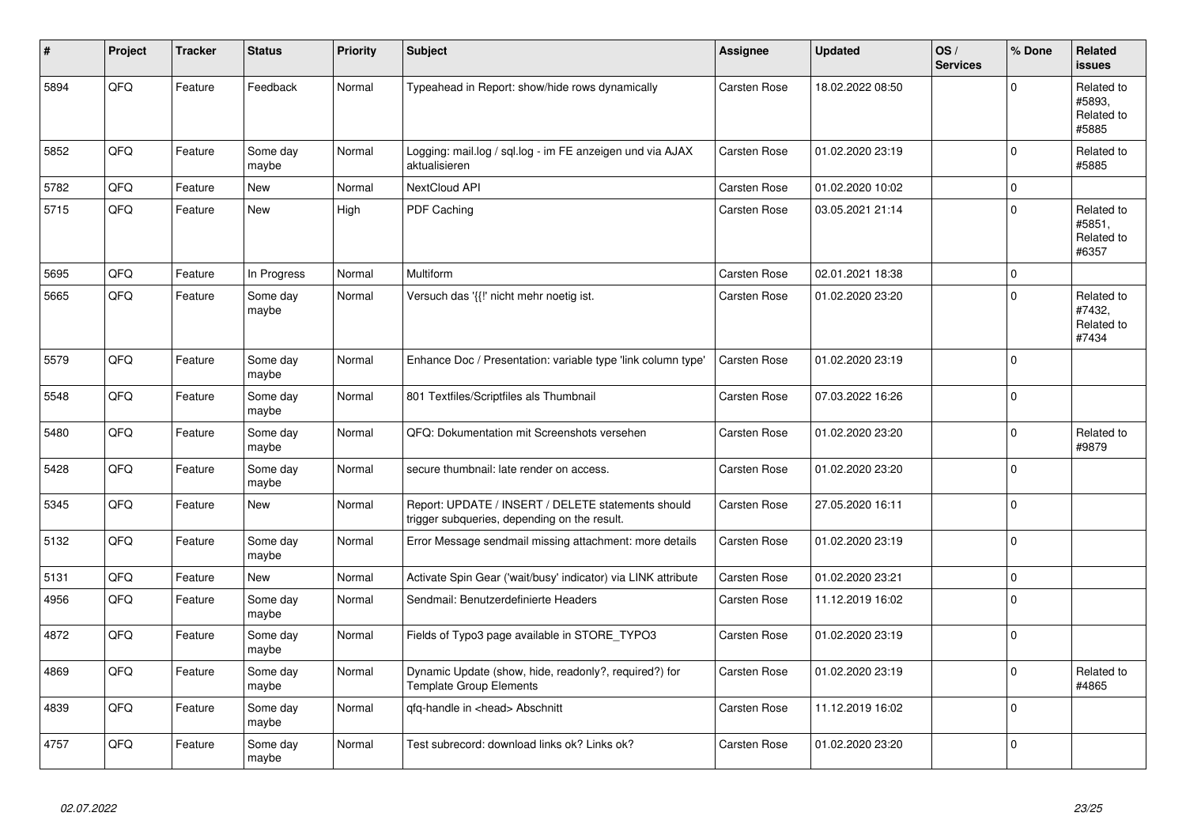| # | Project | Tracker | Status | Priority | Subject | Assignee | Updated | OS / Services | % Done | Related issues |
|---|---|---|---|---|---|---|---|---|---|---|
| 5894 | QFQ | Feature | Feedback | Normal | Typeahead in Report: show/hide rows dynamically | Carsten Rose | 18.02.2022 08:50 | | 0 | Related to #5893, Related to #5885 |
| 5852 | QFQ | Feature | Some day maybe | Normal | Logging: mail.log / sql.log - im FE anzeigen und via AJAX aktualisieren | Carsten Rose | 01.02.2020 23:19 | | 0 | Related to #5885 |
| 5782 | QFQ | Feature | New | Normal | NextCloud API | Carsten Rose | 01.02.2020 10:02 | | 0 | |
| 5715 | QFQ | Feature | New | High | PDF Caching | Carsten Rose | 03.05.2021 21:14 | | 0 | Related to #5851, Related to #6357 |
| 5695 | QFQ | Feature | In Progress | Normal | Multiform | Carsten Rose | 02.01.2021 18:38 | | 0 | |
| 5665 | QFQ | Feature | Some day maybe | Normal | Versuch das '{{!' nicht mehr noetig ist. | Carsten Rose | 01.02.2020 23:20 | | 0 | Related to #7432, Related to #7434 |
| 5579 | QFQ | Feature | Some day maybe | Normal | Enhance Doc / Presentation: variable type 'link column type' | Carsten Rose | 01.02.2020 23:19 | | 0 | |
| 5548 | QFQ | Feature | Some day maybe | Normal | 801 Textfiles/Scriptfiles als Thumbnail | Carsten Rose | 07.03.2022 16:26 | | 0 | |
| 5480 | QFQ | Feature | Some day maybe | Normal | QFQ: Dokumentation mit Screenshots versehen | Carsten Rose | 01.02.2020 23:20 | | 0 | Related to #9879 |
| 5428 | QFQ | Feature | Some day maybe | Normal | secure thumbnail: late render on access. | Carsten Rose | 01.02.2020 23:20 | | 0 | |
| 5345 | QFQ | Feature | New | Normal | Report: UPDATE / INSERT / DELETE statements should trigger subqueries, depending on the result. | Carsten Rose | 27.05.2020 16:11 | | 0 | |
| 5132 | QFQ | Feature | Some day maybe | Normal | Error Message sendmail missing attachment: more details | Carsten Rose | 01.02.2020 23:19 | | 0 | |
| 5131 | QFQ | Feature | New | Normal | Activate Spin Gear ('wait/busy' indicator) via LINK attribute | Carsten Rose | 01.02.2020 23:21 | | 0 | |
| 4956 | QFQ | Feature | Some day maybe | Normal | Sendmail: Benutzerdefinierte Headers | Carsten Rose | 11.12.2019 16:02 | | 0 | |
| 4872 | QFQ | Feature | Some day maybe | Normal | Fields of Typo3 page available in STORE_TYPO3 | Carsten Rose | 01.02.2020 23:19 | | 0 | |
| 4869 | QFQ | Feature | Some day maybe | Normal | Dynamic Update (show, hide, readonly?, required?) for Template Group Elements | Carsten Rose | 01.02.2020 23:19 | | 0 | Related to #4865 |
| 4839 | QFQ | Feature | Some day maybe | Normal | qfq-handle in <head> Abschnitt | Carsten Rose | 11.12.2019 16:02 | | 0 | |
| 4757 | QFQ | Feature | Some day maybe | Normal | Test subrecord: download links ok? Links ok? | Carsten Rose | 01.02.2020 23:20 | | 0 | |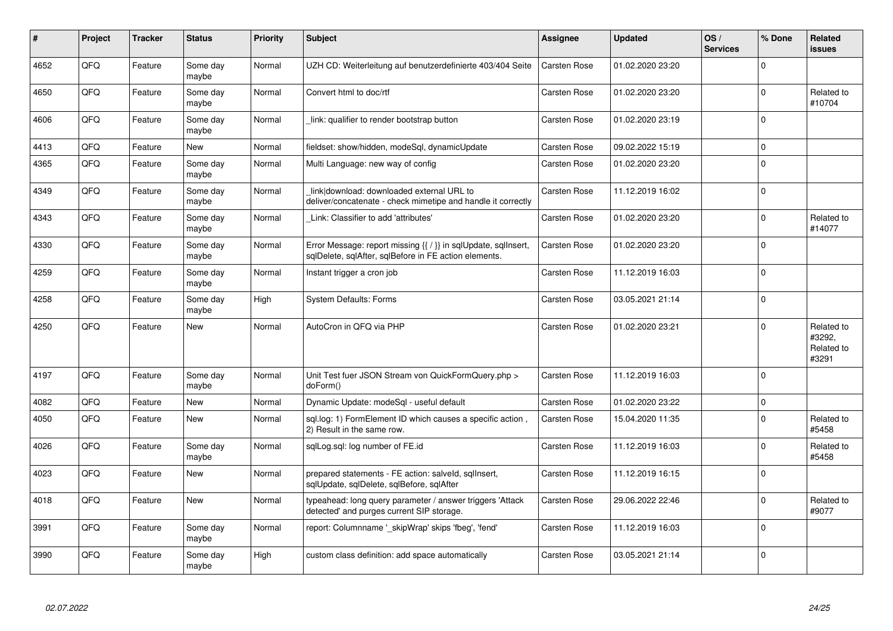| # | Project | Tracker | Status | Priority | Subject | Assignee | Updated | OS / Services | % Done | Related issues |
|---|---|---|---|---|---|---|---|---|---|---|
| 4652 | QFQ | Feature | Some day maybe | Normal | UZH CD: Weiterleitung auf benutzerdefinierte 403/404 Seite | Carsten Rose | 01.02.2020 23:20 | | 0 | |
| 4650 | QFQ | Feature | Some day maybe | Normal | Convert html to doc/rtf | Carsten Rose | 01.02.2020 23:20 | | 0 | Related to #10704 |
| 4606 | QFQ | Feature | Some day maybe | Normal | _link: qualifier to render bootstrap button | Carsten Rose | 01.02.2020 23:19 | | 0 | |
| 4413 | QFQ | Feature | New | Normal | fieldset: show/hidden, modeSql, dynamicUpdate | Carsten Rose | 09.02.2022 15:19 | | 0 | |
| 4365 | QFQ | Feature | Some day maybe | Normal | Multi Language: new way of config | Carsten Rose | 01.02.2020 23:20 | | 0 | |
| 4349 | QFQ | Feature | Some day maybe | Normal | _link\|download: downloaded external URL to deliver/concatenate - check mimetipe and handle it correctly | Carsten Rose | 11.12.2019 16:02 | | 0 | |
| 4343 | QFQ | Feature | Some day maybe | Normal | _Link: Classifier to add 'attributes' | Carsten Rose | 01.02.2020 23:20 | | 0 | Related to #14077 |
| 4330 | QFQ | Feature | Some day maybe | Normal | Error Message: report missing {{ / }} in sqlUpdate, sqlInsert, sqlDelete, sqlAfter, sqlBefore in FE action elements. | Carsten Rose | 01.02.2020 23:20 | | 0 | |
| 4259 | QFQ | Feature | Some day maybe | Normal | Instant trigger a cron job | Carsten Rose | 11.12.2019 16:03 | | 0 | |
| 4258 | QFQ | Feature | Some day maybe | High | System Defaults: Forms | Carsten Rose | 03.05.2021 21:14 | | 0 | |
| 4250 | QFQ | Feature | New | Normal | AutoCron in QFQ via PHP | Carsten Rose | 01.02.2020 23:21 | | 0 | Related to #3292, Related to #3291 |
| 4197 | QFQ | Feature | Some day maybe | Normal | Unit Test fuer JSON Stream von QuickFormQuery.php > doForm() | Carsten Rose | 11.12.2019 16:03 | | 0 | |
| 4082 | QFQ | Feature | New | Normal | Dynamic Update: modeSql - useful default | Carsten Rose | 01.02.2020 23:22 | | 0 | |
| 4050 | QFQ | Feature | New | Normal | sql.log: 1) FormElement ID which causes a specific action , 2) Result in the same row. | Carsten Rose | 15.04.2020 11:35 | | 0 | Related to #5458 |
| 4026 | QFQ | Feature | Some day maybe | Normal | sqlLog.sql: log number of FE.id | Carsten Rose | 11.12.2019 16:03 | | 0 | Related to #5458 |
| 4023 | QFQ | Feature | New | Normal | prepared statements - FE action: salveld, sqlInsert, sqlUpdate, sqlDelete, sqlBefore, sqlAfter | Carsten Rose | 11.12.2019 16:15 | | 0 | |
| 4018 | QFQ | Feature | New | Normal | typeahead: long query parameter / answer triggers 'Attack detected' and purges current SIP storage. | Carsten Rose | 29.06.2022 22:46 | | 0 | Related to #9077 |
| 3991 | QFQ | Feature | Some day maybe | Normal | report: Columnname '_skipWrap' skips 'fbeg', 'fend' | Carsten Rose | 11.12.2019 16:03 | | 0 | |
| 3990 | QFQ | Feature | Some day maybe | High | custom class definition: add space automatically | Carsten Rose | 03.05.2021 21:14 | | 0 | |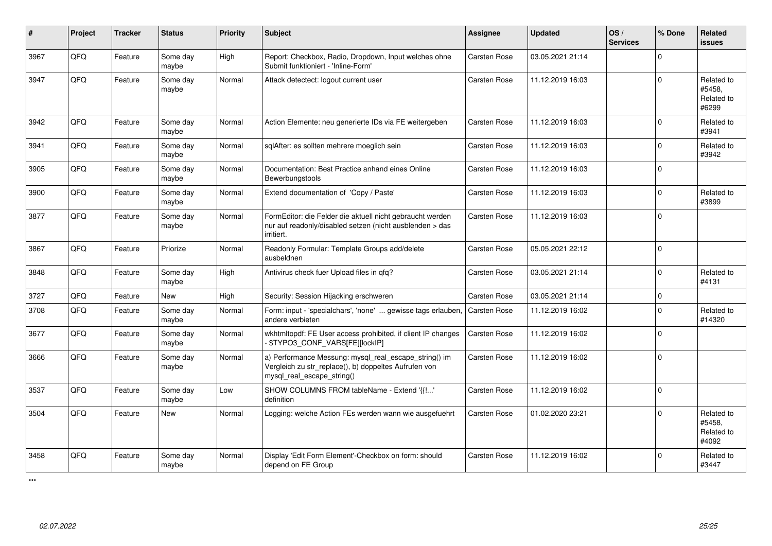| # | Project | Tracker | Status | Priority | Subject | Assignee | Updated | OS / Services | % Done | Related issues |
|---|---|---|---|---|---|---|---|---|---|---|
| 3967 | QFQ | Feature | Some day maybe | High | Report: Checkbox, Radio, Dropdown, Input welches ohne Submit funktioniert - 'Inline-Form' | Carsten Rose | 03.05.2021 21:14 | | 0 | |
| 3947 | QFQ | Feature | Some day maybe | Normal | Attack detectect: logout current user | Carsten Rose | 11.12.2019 16:03 | | 0 | Related to #5458, Related to #6299 |
| 3942 | QFQ | Feature | Some day maybe | Normal | Action Elemente: neu generierte IDs via FE weitergeben | Carsten Rose | 11.12.2019 16:03 | | 0 | Related to #3941 |
| 3941 | QFQ | Feature | Some day maybe | Normal | sqlAfter: es sollten mehrere moeglich sein | Carsten Rose | 11.12.2019 16:03 | | 0 | Related to #3942 |
| 3905 | QFQ | Feature | Some day maybe | Normal | Documentation: Best Practice anhand eines Online Bewerbungstools | Carsten Rose | 11.12.2019 16:03 | | 0 | |
| 3900 | QFQ | Feature | Some day maybe | Normal | Extend documentation of 'Copy / Paste' | Carsten Rose | 11.12.2019 16:03 | | 0 | Related to #3899 |
| 3877 | QFQ | Feature | Some day maybe | Normal | FormEditor: die Felder die aktuell nicht gebraucht werden nur auf readonly/disabled setzen (nicht ausblenden > das irritiert. | Carsten Rose | 11.12.2019 16:03 | | 0 | |
| 3867 | QFQ | Feature | Priorize | Normal | Readonly Formular: Template Groups add/delete ausbeldnen | Carsten Rose | 05.05.2021 22:12 | | 0 | |
| 3848 | QFQ | Feature | Some day maybe | High | Antivirus check fuer Upload files in qfq? | Carsten Rose | 03.05.2021 21:14 | | 0 | Related to #4131 |
| 3727 | QFQ | Feature | New | High | Security: Session Hijacking erschweren | Carsten Rose | 03.05.2021 21:14 | | 0 | |
| 3708 | QFQ | Feature | Some day maybe | Normal | Form: input - 'specialchars', 'none' ... gewisse tags erlauben, andere verbieten | Carsten Rose | 11.12.2019 16:02 | | 0 | Related to #14320 |
| 3677 | QFQ | Feature | Some day maybe | Normal | wkhtmltopdf: FE User access prohibited, if client IP changes - $TYPO3_CONF_VARS[FE][lockIP] | Carsten Rose | 11.12.2019 16:02 | | 0 | |
| 3666 | QFQ | Feature | Some day maybe | Normal | a) Performance Messung: mysql_real_escape_string() im Vergleich zu str_replace(), b) doppeltes Aufrufen von mysql_real_escape_string() | Carsten Rose | 11.12.2019 16:02 | | 0 | |
| 3537 | QFQ | Feature | Some day maybe | Low | SHOW COLUMNS FROM tableName - Extend '{{!...' definition | Carsten Rose | 11.12.2019 16:02 | | 0 | |
| 3504 | QFQ | Feature | New | Normal | Logging: welche Action FEs werden wann wie ausgefuehrt | Carsten Rose | 01.02.2020 23:21 | | 0 | Related to #5458, Related to #4092 |
| 3458 | QFQ | Feature | Some day maybe | Normal | Display 'Edit Form Element'-Checkbox on form: should depend on FE Group | Carsten Rose | 11.12.2019 16:02 | | 0 | Related to #3447 |

...